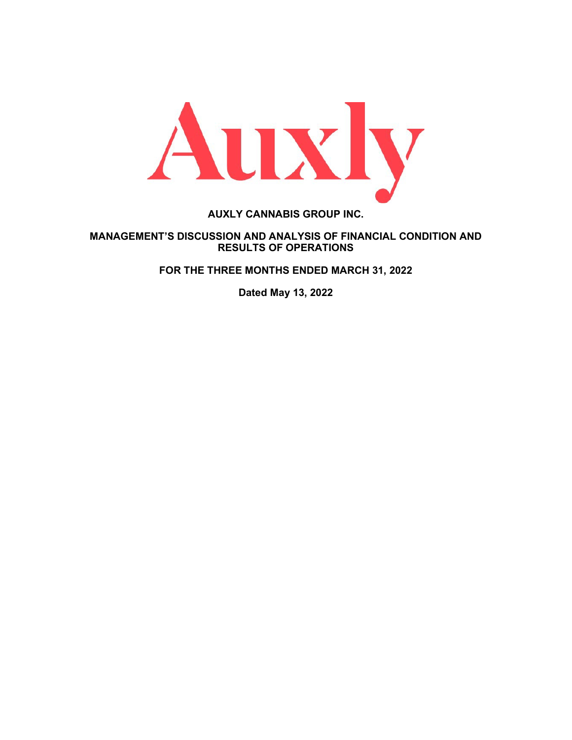Auxly

# AUXLY CANNABIS GROUP INC.

## MANAGEMENT'S DISCUSSION AND ANALYSIS OF FINANCIAL CONDITION AND RESULTS OF OPERATIONS

**FOR THE THREE MONTHS ENDED MARCH 31, 2022**

**Dated May 13, 2022**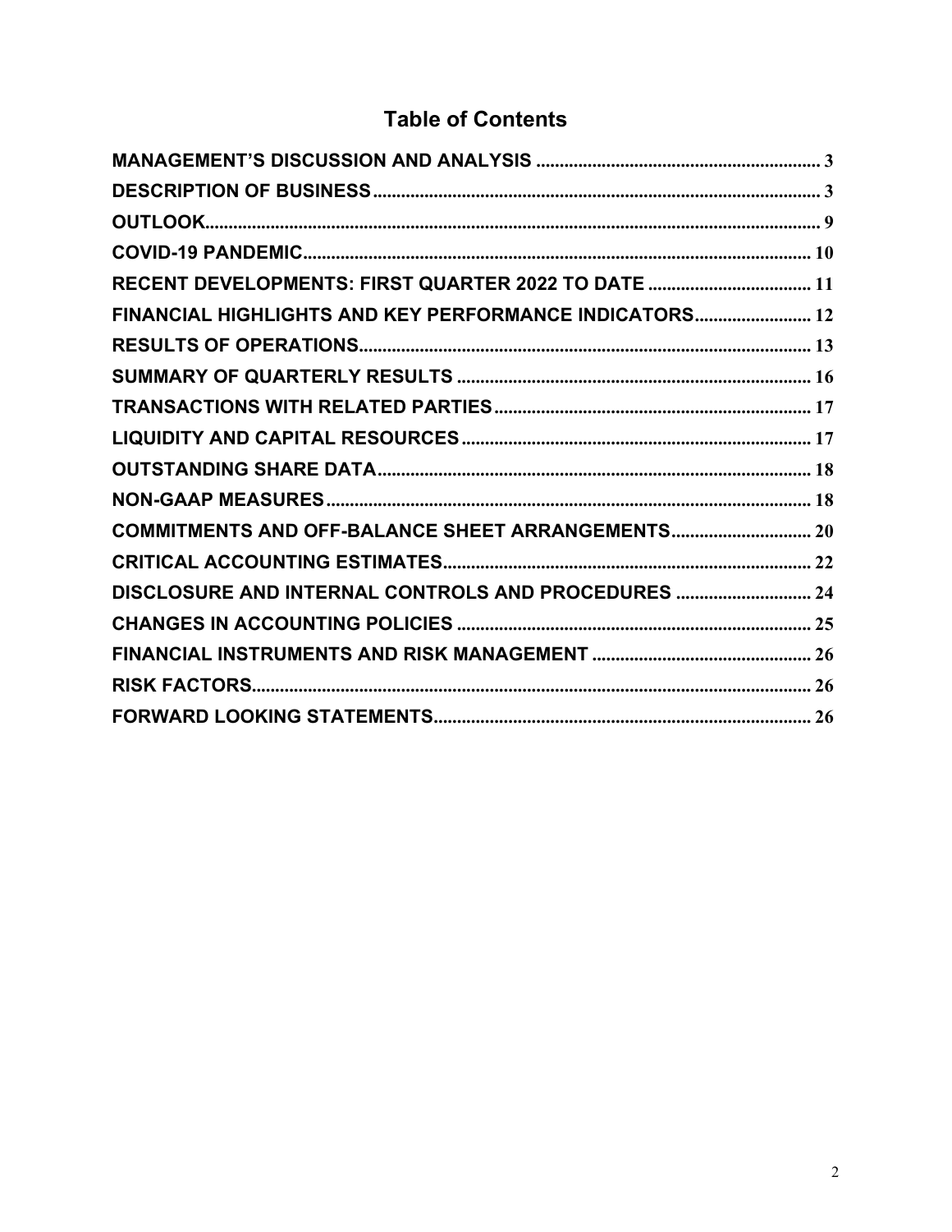# Table of Contents

| | |
|---|---|
| **MANAGEMENT'S DISCUSSION AND ANALYSIS** | 3 |
| **DESCRIPTION OF BUSINESS** | 3 |
| **OUTLOOK** | 9 |
| **COVID-19 PANDEMIC** | 10 |
| **RECENT DEVELOPMENTS: FIRST QUARTER 2022 TO DATE** | 11 |
| **FINANCIAL HIGHLIGHTS AND KEY PERFORMANCE INDICATORS** | 12 |
| **RESULTS OF OPERATIONS** | 13 |
| **SUMMARY OF QUARTERLY RESULTS** | 16 |
| **TRANSACTIONS WITH RELATED PARTIES** | 17 |
| **LIQUIDITY AND CAPITAL RESOURCES** | 17 |
| **OUTSTANDING SHARE DATA** | 18 |
| **NON-GAAP MEASURES** | 18 |
| **COMMITMENTS AND OFF-BALANCE SHEET ARRANGEMENTS** | 20 |
| **CRITICAL ACCOUNTING ESTIMATES** | 22 |
| **DISCLOSURE AND INTERNAL CONTROLS AND PROCEDURES** | 24 |
| **CHANGES IN ACCOUNTING POLICIES** | 25 |
| **FINANCIAL INSTRUMENTS AND RISK MANAGEMENT** | 26 |
| **RISK FACTORS** | 26 |
| **FORWARD LOOKING STATEMENTS** | 26 |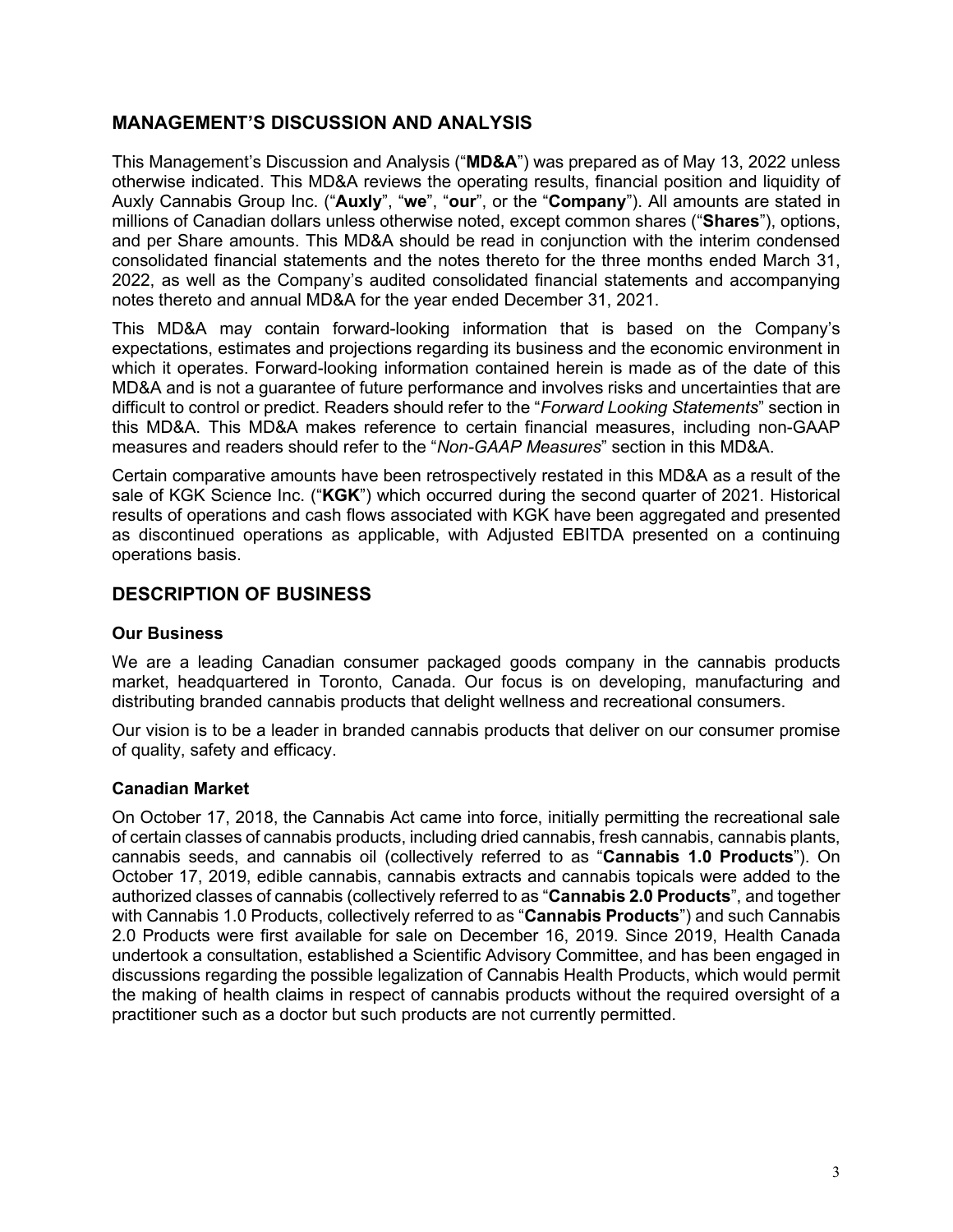## MANAGEMENT'S DISCUSSION AND ANALYSIS

This Management's Discussion and Analysis ("**MD&A**") was prepared as of May 13, 2022 unless otherwise indicated. This MD&A reviews the operating results, financial position and liquidity of Auxly Cannabis Group Inc. ("**Auxly**", "**we**", "**our**", or the "**Company**"). All amounts are stated in millions of Canadian dollars unless otherwise noted, except common shares ("**Shares**"), options, and per Share amounts. This MD&A should be read in conjunction with the interim condensed consolidated financial statements and the notes thereto for the three months ended March 31, 2022, as well as the Company's audited consolidated financial statements and accompanying notes thereto and annual MD&A for the year ended December 31, 2021.

This MD&A may contain forward-looking information that is based on the Company's expectations, estimates and projections regarding its business and the economic environment in which it operates. Forward-looking information contained herein is made as of the date of this MD&A and is not a guarantee of future performance and involves risks and uncertainties that are difficult to control or predict. Readers should refer to the "*Forward Looking Statements*" section in this MD&A. This MD&A makes reference to certain financial measures, including non-GAAP measures and readers should refer to the "*Non-GAAP Measures*" section in this MD&A.

Certain comparative amounts have been retrospectively restated in this MD&A as a result of the sale of KGK Science Inc. ("**KGK**") which occurred during the second quarter of 2021. Historical results of operations and cash flows associated with KGK have been aggregated and presented as discontinued operations as applicable, with Adjusted EBITDA presented on a continuing operations basis.

## DESCRIPTION OF BUSINESS

### Our Business

We are a leading Canadian consumer packaged goods company in the cannabis products market, headquartered in Toronto, Canada. Our focus is on developing, manufacturing and distributing branded cannabis products that delight wellness and recreational consumers.

Our vision is to be a leader in branded cannabis products that deliver on our consumer promise of quality, safety and efficacy.

### Canadian Market

On October 17, 2018, the Cannabis Act came into force, initially permitting the recreational sale of certain classes of cannabis products, including dried cannabis, fresh cannabis, cannabis plants, cannabis seeds, and cannabis oil (collectively referred to as "**Cannabis 1.0 Products**"). On October 17, 2019, edible cannabis, cannabis extracts and cannabis topicals were added to the authorized classes of cannabis (collectively referred to as "**Cannabis 2.0 Products**", and together with Cannabis 1.0 Products, collectively referred to as "**Cannabis Products**") and such Cannabis 2.0 Products were first available for sale on December 16, 2019. Since 2019, Health Canada undertook a consultation, established a Scientific Advisory Committee, and has been engaged in discussions regarding the possible legalization of Cannabis Health Products, which would permit the making of health claims in respect of cannabis products without the required oversight of a practitioner such as a doctor but such products are not currently permitted.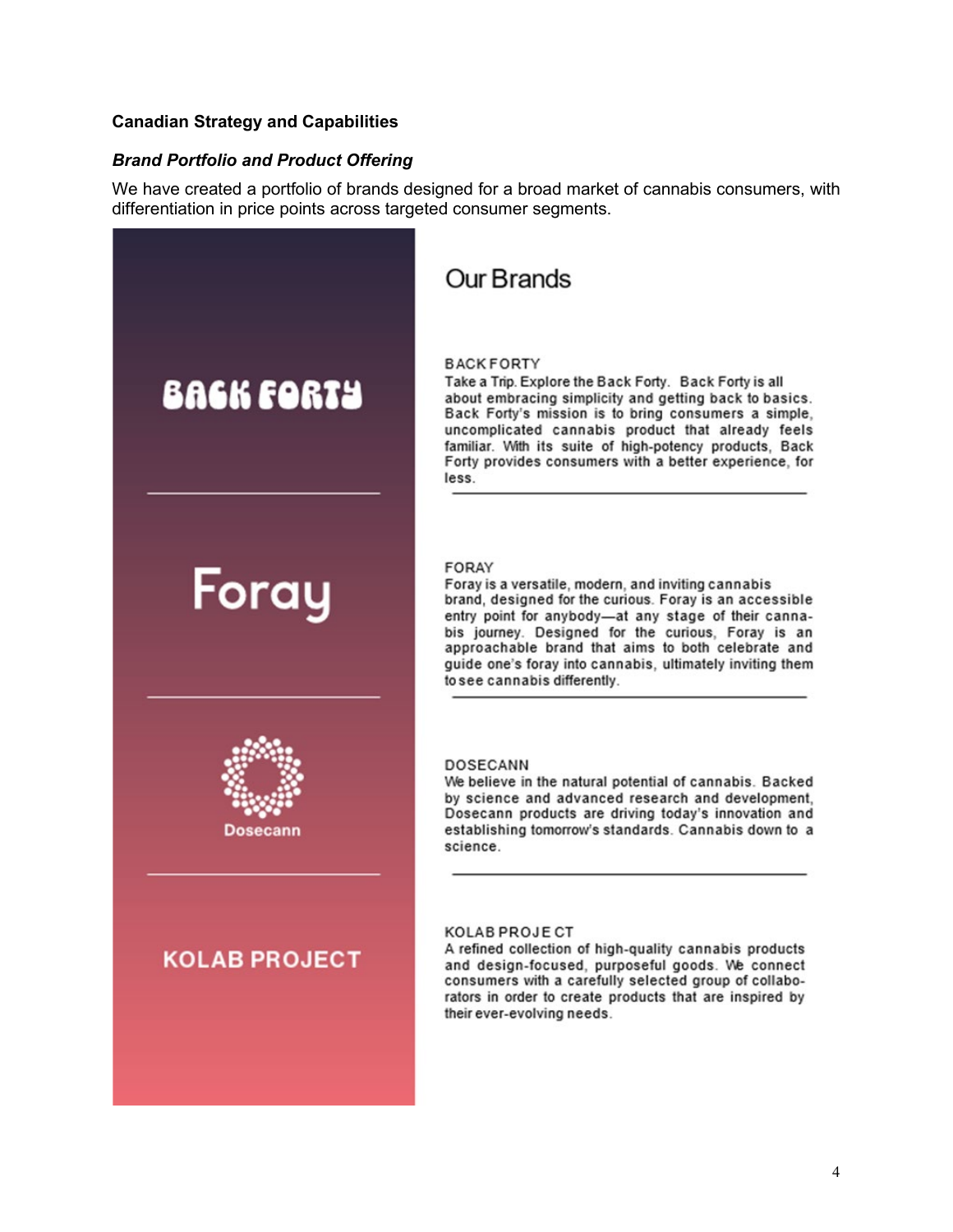**Canadian Strategy and Capabilities**

***Brand Portfolio and Product Offering***

We have created a portfolio of brands designed for a broad market of cannabis consumers, with differentiation in price points across targeted consumer segments.

BACK FORTY

Foray

Dosecann

KOLAB PROJECT

## Our Brands

BACK FORTY

Take a Trip. Explore the Back Forty. Back Forty is all about embracing simplicity and getting back to basics. Back Forty's mission is to bring consumers a simple, uncomplicated cannabis product that already feels familiar. With its suite of high-potency products, Back Forty provides consumers with a better experience, for less.

FORAY

Foray is a versatile, modern, and inviting cannabis brand, designed for the curious. Foray is an accessible entry point for anybody—at any stage of their cannabis journey. Designed for the curious, Foray is an approachable brand that aims to both celebrate and guide one's foray into cannabis, ultimately inviting them to see cannabis differently.

DOSECANN

We believe in the natural potential of cannabis. Backed by science and advanced research and development, Dosecann products are driving today's innovation and establishing tomorrow's standards. Cannabis down to a science.

KOLAB PROJECT

A refined collection of high-quality cannabis products and design-focused, purposeful goods. We connect consumers with a carefully selected group of collaborators in order to create products that are inspired by their ever-evolving needs.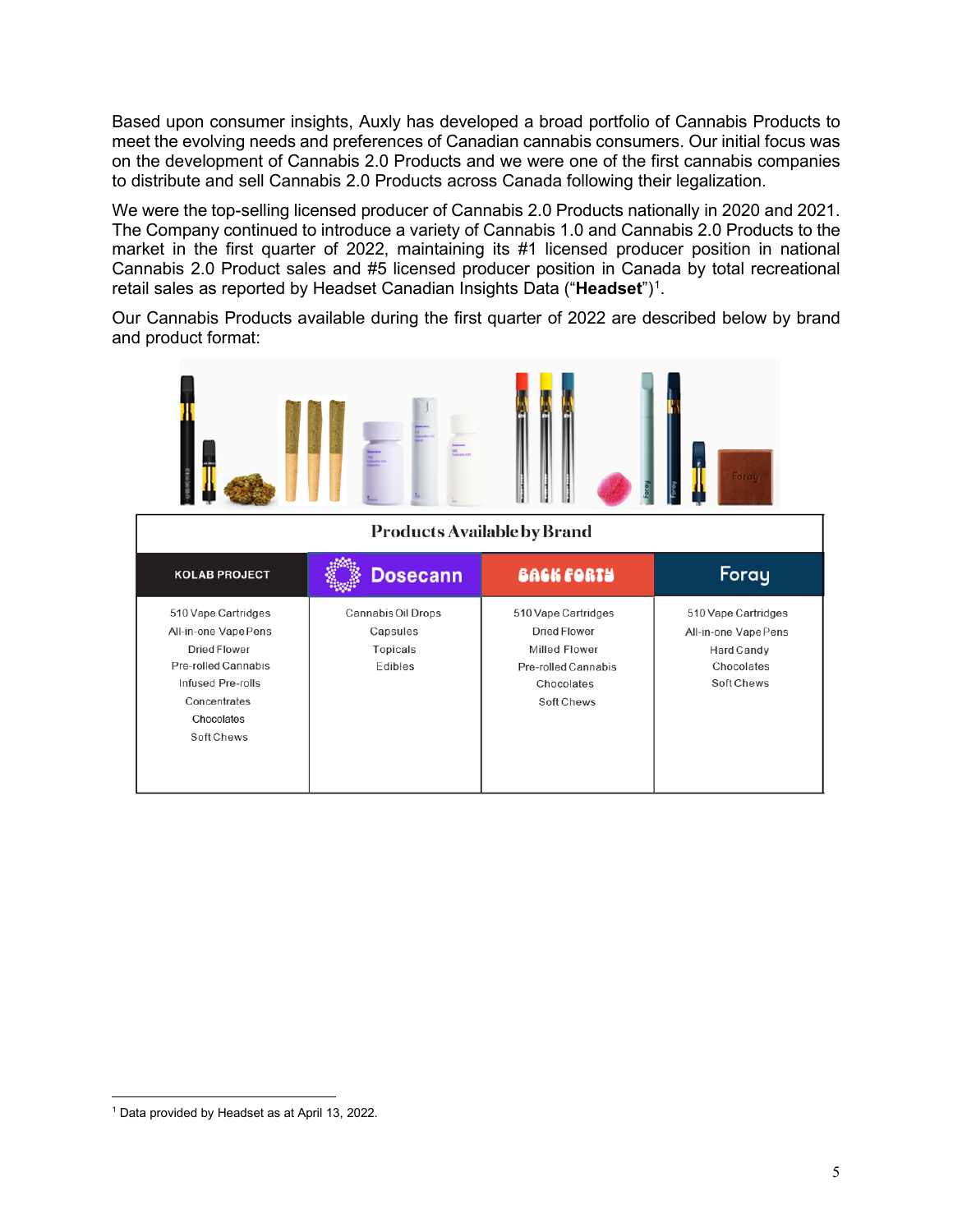Based upon consumer insights, Auxly has developed a broad portfolio of Cannabis Products to meet the evolving needs and preferences of Canadian cannabis consumers. Our initial focus was on the development of Cannabis 2.0 Products and we were one of the first cannabis companies to distribute and sell Cannabis 2.0 Products across Canada following their legalization.

We were the top-selling licensed producer of Cannabis 2.0 Products nationally in 2020 and 2021. The Company continued to introduce a variety of Cannabis 1.0 and Cannabis 2.0 Products to the market in the first quarter of 2022, maintaining its #1 licensed producer position in national Cannabis 2.0 Product sales and #5 licensed producer position in Canada by total recreational retail sales as reported by Headset Canadian Insights Data ("**Headset**")[1].

Our Cannabis Products available during the first quarter of 2022 are described below by brand and product format:

**Products Available by Brand**

| KOLAB PROJECT | Dosecann | BACK FORTY | Foray |
|---|---|---|---|
| 510 Vape Cartridges | Cannabis Oil Drops | 510 Vape Cartridges | 510 Vape Cartridges |
| All-in-one Vape Pens | Capsules | Dried Flower | All-in-one Vape Pens |
| Dried Flower | Topicals | Milled Flower | Hard Candy |
| Pre-rolled Cannabis | Edibles | Pre-rolled Cannabis | Chocolates |
| Infused Pre-rolls | | Chocolates | Soft Chews |
| Concentrates | | Soft Chews | |
| Chocolates | | | |
| Soft Chews | | | |

[1] Data provided by Headset as at April 13, 2022.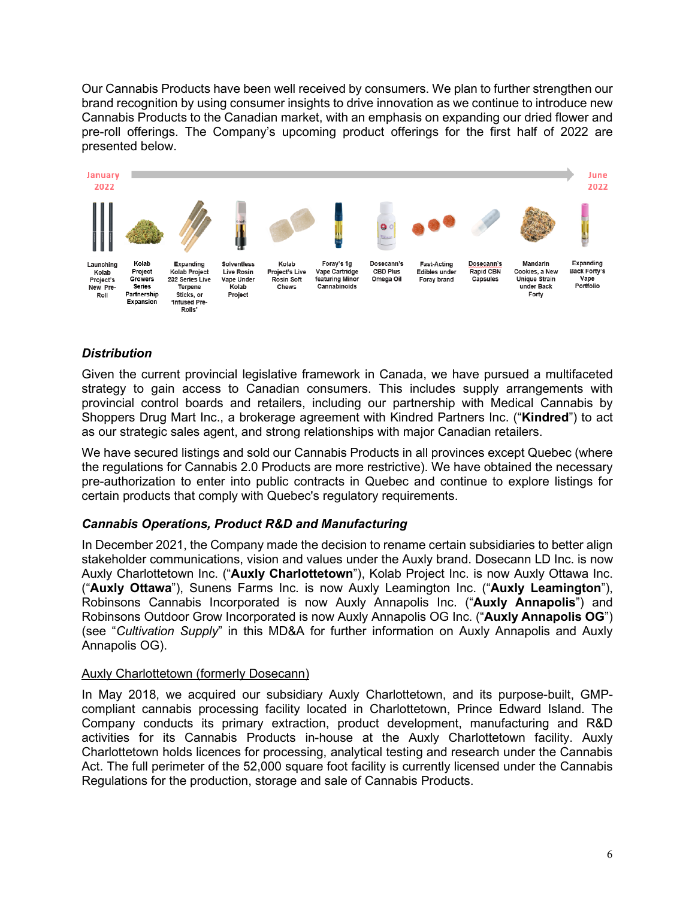Our Cannabis Products have been well received by consumers. We plan to further strengthen our brand recognition by using consumer insights to drive innovation as we continue to introduce new Cannabis Products to the Canadian market, with an emphasis on expanding our dried flower and pre-roll offerings. The Company's upcoming product offerings for the first half of 2022 are presented below.

January 2022 → June 2022

| Launching Kolab Project's New Pre-Roll | Kolab Project Growers Series Partnership Expansion | Expanding Kolab Project 232 Series Live Terpene Sticks, or 'Infused Pre-Rolls' | Solventless Live Rosin Vape Under Kolab Project | Kolab Project's Live Rosin Soft Chews | Foray's 1g Vape Cartridge featuring Minor Cannabinoids | Dosecann's CBD Plus Omega Oil | Fast-Acting Edibles under Foray brand | Dosecann's Rapid CBN Capsules | Mandarin Cookies, a New Unique Strain under Back Forty | Expanding Back Forty's Vape Portfolio |
|---|---|---|---|---|---|---|---|---|---|---|

### *Distribution*

Given the current provincial legislative framework in Canada, we have pursued a multifaceted strategy to gain access to Canadian consumers. This includes supply arrangements with provincial control boards and retailers, including our partnership with Medical Cannabis by Shoppers Drug Mart Inc., a brokerage agreement with Kindred Partners Inc. ("**Kindred**") to act as our strategic sales agent, and strong relationships with major Canadian retailers.

We have secured listings and sold our Cannabis Products in all provinces except Quebec (where the regulations for Cannabis 2.0 Products are more restrictive). We have obtained the necessary pre-authorization to enter into public contracts in Quebec and continue to explore listings for certain products that comply with Quebec's regulatory requirements.

### *Cannabis Operations, Product R&D and Manufacturing*

In December 2021, the Company made the decision to rename certain subsidiaries to better align stakeholder communications, vision and values under the Auxly brand. Dosecann LD Inc. is now Auxly Charlottetown Inc. ("**Auxly Charlottetown**"), Kolab Project Inc. is now Auxly Ottawa Inc. ("**Auxly Ottawa**"), Sunens Farms Inc. is now Auxly Leamington Inc. ("**Auxly Leamington**"), Robinsons Cannabis Incorporated is now Auxly Annapolis Inc. ("**Auxly Annapolis**") and Robinsons Outdoor Grow Incorporated is now Auxly Annapolis OG Inc. ("**Auxly Annapolis OG**") (see "*Cultivation Supply*" in this MD&A for further information on Auxly Annapolis and Auxly Annapolis OG).

Auxly Charlottetown (formerly Dosecann)

In May 2018, we acquired our subsidiary Auxly Charlottetown, and its purpose-built, GMP-compliant cannabis processing facility located in Charlottetown, Prince Edward Island. The Company conducts its primary extraction, product development, manufacturing and R&D activities for its Cannabis Products in-house at the Auxly Charlottetown facility. Auxly Charlottetown holds licences for processing, analytical testing and research under the Cannabis Act. The full perimeter of the 52,000 square foot facility is currently licensed under the Cannabis Regulations for the production, storage and sale of Cannabis Products.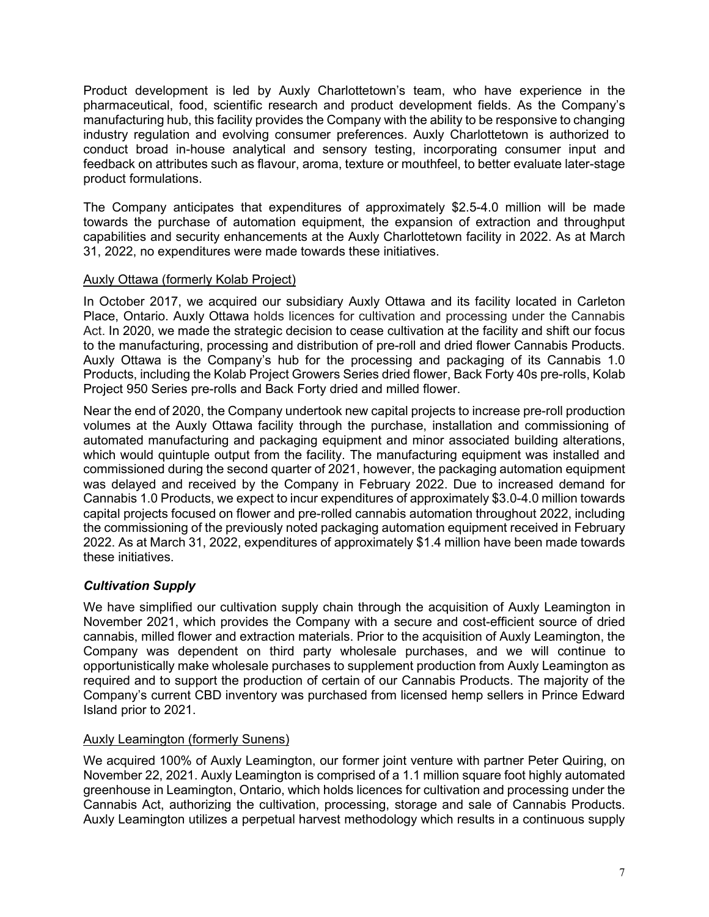Product development is led by Auxly Charlottetown's team, who have experience in the pharmaceutical, food, scientific research and product development fields. As the Company's manufacturing hub, this facility provides the Company with the ability to be responsive to changing industry regulation and evolving consumer preferences. Auxly Charlottetown is authorized to conduct broad in-house analytical and sensory testing, incorporating consumer input and feedback on attributes such as flavour, aroma, texture or mouthfeel, to better evaluate later-stage product formulations.

The Company anticipates that expenditures of approximately $2.5-4.0 million will be made towards the purchase of automation equipment, the expansion of extraction and throughput capabilities and security enhancements at the Auxly Charlottetown facility in 2022. As at March 31, 2022, no expenditures were made towards these initiatives.

Auxly Ottawa (formerly Kolab Project)

In October 2017, we acquired our subsidiary Auxly Ottawa and its facility located in Carleton Place, Ontario. Auxly Ottawa holds licences for cultivation and processing under the Cannabis Act. In 2020, we made the strategic decision to cease cultivation at the facility and shift our focus to the manufacturing, processing and distribution of pre-roll and dried flower Cannabis Products. Auxly Ottawa is the Company's hub for the processing and packaging of its Cannabis 1.0 Products, including the Kolab Project Growers Series dried flower, Back Forty 40s pre-rolls, Kolab Project 950 Series pre-rolls and Back Forty dried and milled flower.

Near the end of 2020, the Company undertook new capital projects to increase pre-roll production volumes at the Auxly Ottawa facility through the purchase, installation and commissioning of automated manufacturing and packaging equipment and minor associated building alterations, which would quintuple output from the facility. The manufacturing equipment was installed and commissioned during the second quarter of 2021, however, the packaging automation equipment was delayed and received by the Company in February 2022. Due to increased demand for Cannabis 1.0 Products, we expect to incur expenditures of approximately $3.0-4.0 million towards capital projects focused on flower and pre-rolled cannabis automation throughout 2022, including the commissioning of the previously noted packaging automation equipment received in February 2022. As at March 31, 2022, expenditures of approximately $1.4 million have been made towards these initiatives.

### *Cultivation Supply*

We have simplified our cultivation supply chain through the acquisition of Auxly Leamington in November 2021, which provides the Company with a secure and cost-efficient source of dried cannabis, milled flower and extraction materials. Prior to the acquisition of Auxly Leamington, the Company was dependent on third party wholesale purchases, and we will continue to opportunistically make wholesale purchases to supplement production from Auxly Leamington as required and to support the production of certain of our Cannabis Products. The majority of the Company's current CBD inventory was purchased from licensed hemp sellers in Prince Edward Island prior to 2021.

Auxly Leamington (formerly Sunens)

We acquired 100% of Auxly Leamington, our former joint venture with partner Peter Quiring, on November 22, 2021. Auxly Leamington is comprised of a 1.1 million square foot highly automated greenhouse in Leamington, Ontario, which holds licences for cultivation and processing under the Cannabis Act, authorizing the cultivation, processing, storage and sale of Cannabis Products. Auxly Leamington utilizes a perpetual harvest methodology which results in a continuous supply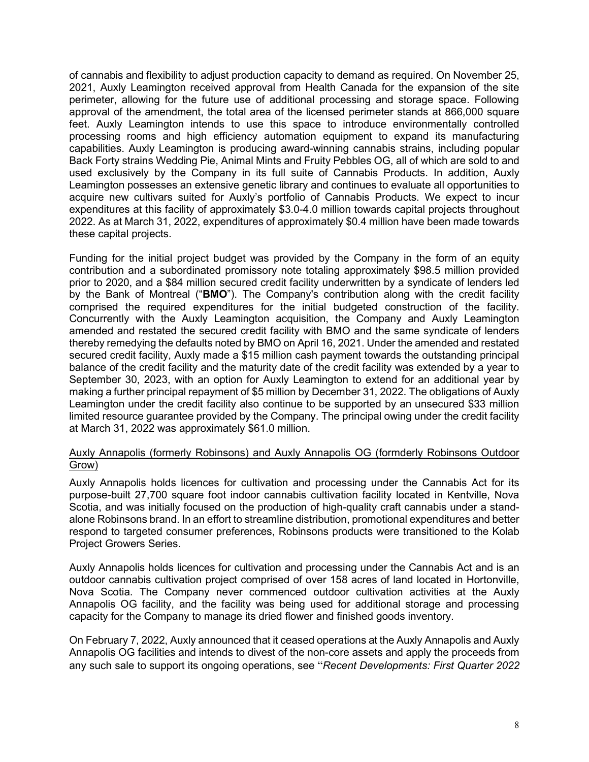of cannabis and flexibility to adjust production capacity to demand as required. On November 25, 2021, Auxly Leamington received approval from Health Canada for the expansion of the site perimeter, allowing for the future use of additional processing and storage space. Following approval of the amendment, the total area of the licensed perimeter stands at 866,000 square feet. Auxly Leamington intends to use this space to introduce environmentally controlled processing rooms and high efficiency automation equipment to expand its manufacturing capabilities. Auxly Leamington is producing award-winning cannabis strains, including popular Back Forty strains Wedding Pie, Animal Mints and Fruity Pebbles OG, all of which are sold to and used exclusively by the Company in its full suite of Cannabis Products. In addition, Auxly Leamington possesses an extensive genetic library and continues to evaluate all opportunities to acquire new cultivars suited for Auxly's portfolio of Cannabis Products. We expect to incur expenditures at this facility of approximately $3.0-4.0 million towards capital projects throughout 2022. As at March 31, 2022, expenditures of approximately $0.4 million have been made towards these capital projects.

Funding for the initial project budget was provided by the Company in the form of an equity contribution and a subordinated promissory note totaling approximately $98.5 million provided prior to 2020, and a $84 million secured credit facility underwritten by a syndicate of lenders led by the Bank of Montreal ("**BMO**"). The Company's contribution along with the credit facility comprised the required expenditures for the initial budgeted construction of the facility. Concurrently with the Auxly Leamington acquisition, the Company and Auxly Leamington amended and restated the secured credit facility with BMO and the same syndicate of lenders thereby remedying the defaults noted by BMO on April 16, 2021. Under the amended and restated secured credit facility, Auxly made a $15 million cash payment towards the outstanding principal balance of the credit facility and the maturity date of the credit facility was extended by a year to September 30, 2023, with an option for Auxly Leamington to extend for an additional year by making a further principal repayment of $5 million by December 31, 2022. The obligations of Auxly Leamington under the credit facility also continue to be supported by an unsecured $33 million limited resource guarantee provided by the Company. The principal owing under the credit facility at March 31, 2022 was approximately $61.0 million.

Auxly Annapolis (formerly Robinsons) and Auxly Annapolis OG (formderly Robinsons Outdoor Grow)

Auxly Annapolis holds licences for cultivation and processing under the Cannabis Act for its purpose-built 27,700 square foot indoor cannabis cultivation facility located in Kentville, Nova Scotia, and was initially focused on the production of high-quality craft cannabis under a stand-alone Robinsons brand. In an effort to streamline distribution, promotional expenditures and better respond to targeted consumer preferences, Robinsons products were transitioned to the Kolab Project Growers Series.

Auxly Annapolis holds licences for cultivation and processing under the Cannabis Act and is an outdoor cannabis cultivation project comprised of over 158 acres of land located in Hortonville, Nova Scotia. The Company never commenced outdoor cultivation activities at the Auxly Annapolis OG facility, and the facility was being used for additional storage and processing capacity for the Company to manage its dried flower and finished goods inventory.

On February 7, 2022, Auxly announced that it ceased operations at the Auxly Annapolis and Auxly Annapolis OG facilities and intends to divest of the non-core assets and apply the proceeds from any such sale to support its ongoing operations, see "*Recent Developments: First Quarter 2022*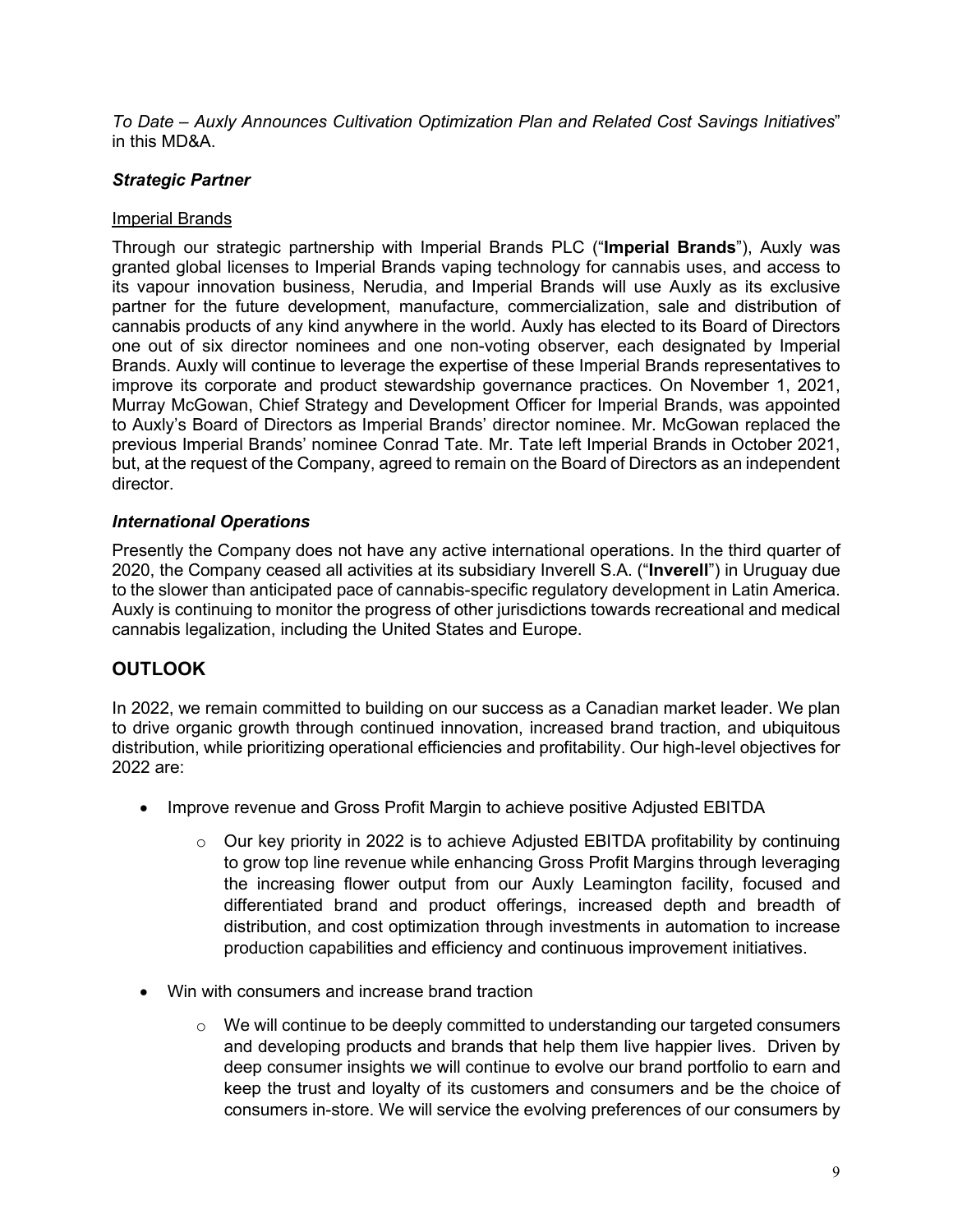*To Date – Auxly Announces Cultivation Optimization Plan and Related Cost Savings Initiatives*" in this MD&A.

### *Strategic Partner*

Imperial Brands

Through our strategic partnership with Imperial Brands PLC ("**Imperial Brands**"), Auxly was granted global licenses to Imperial Brands vaping technology for cannabis uses, and access to its vapour innovation business, Nerudia, and Imperial Brands will use Auxly as its exclusive partner for the future development, manufacture, commercialization, sale and distribution of cannabis products of any kind anywhere in the world. Auxly has elected to its Board of Directors one out of six director nominees and one non-voting observer, each designated by Imperial Brands. Auxly will continue to leverage the expertise of these Imperial Brands representatives to improve its corporate and product stewardship governance practices. On November 1, 2021, Murray McGowan, Chief Strategy and Development Officer for Imperial Brands, was appointed to Auxly's Board of Directors as Imperial Brands' director nominee. Mr. McGowan replaced the previous Imperial Brands' nominee Conrad Tate. Mr. Tate left Imperial Brands in October 2021, but, at the request of the Company, agreed to remain on the Board of Directors as an independent director.

### *International Operations*

Presently the Company does not have any active international operations. In the third quarter of 2020, the Company ceased all activities at its subsidiary Inverell S.A. ("**Inverell**") in Uruguay due to the slower than anticipated pace of cannabis-specific regulatory development in Latin America. Auxly is continuing to monitor the progress of other jurisdictions towards recreational and medical cannabis legalization, including the United States and Europe.

## OUTLOOK

In 2022, we remain committed to building on our success as a Canadian market leader. We plan to drive organic growth through continued innovation, increased brand traction, and ubiquitous distribution, while prioritizing operational efficiencies and profitability. Our high-level objectives for 2022 are:

- Improve revenue and Gross Profit Margin to achieve positive Adjusted EBITDA
    - Our key priority in 2022 is to achieve Adjusted EBITDA profitability by continuing to grow top line revenue while enhancing Gross Profit Margins through leveraging the increasing flower output from our Auxly Leamington facility, focused and differentiated brand and product offerings, increased depth and breadth of distribution, and cost optimization through investments in automation to increase production capabilities and efficiency and continuous improvement initiatives.
- Win with consumers and increase brand traction
    - We will continue to be deeply committed to understanding our targeted consumers and developing products and brands that help them live happier lives. Driven by deep consumer insights we will continue to evolve our brand portfolio to earn and keep the trust and loyalty of its customers and consumers and be the choice of consumers in-store. We will service the evolving preferences of our consumers by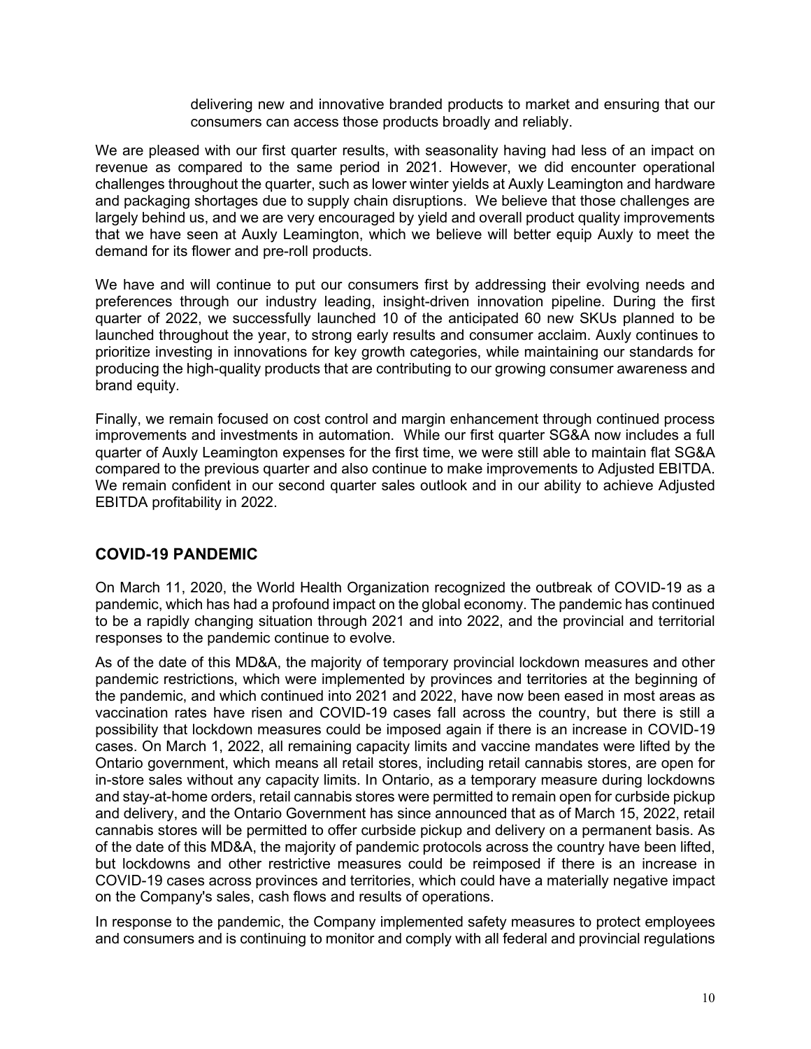delivering new and innovative branded products to market and ensuring that our consumers can access those products broadly and reliably.

We are pleased with our first quarter results, with seasonality having had less of an impact on revenue as compared to the same period in 2021. However, we did encounter operational challenges throughout the quarter, such as lower winter yields at Auxly Leamington and hardware and packaging shortages due to supply chain disruptions. We believe that those challenges are largely behind us, and we are very encouraged by yield and overall product quality improvements that we have seen at Auxly Leamington, which we believe will better equip Auxly to meet the demand for its flower and pre-roll products.

We have and will continue to put our consumers first by addressing their evolving needs and preferences through our industry leading, insight-driven innovation pipeline. During the first quarter of 2022, we successfully launched 10 of the anticipated 60 new SKUs planned to be launched throughout the year, to strong early results and consumer acclaim. Auxly continues to prioritize investing in innovations for key growth categories, while maintaining our standards for producing the high-quality products that are contributing to our growing consumer awareness and brand equity.

Finally, we remain focused on cost control and margin enhancement through continued process improvements and investments in automation. While our first quarter SG&A now includes a full quarter of Auxly Leamington expenses for the first time, we were still able to maintain flat SG&A compared to the previous quarter and also continue to make improvements to Adjusted EBITDA. We remain confident in our second quarter sales outlook and in our ability to achieve Adjusted EBITDA profitability in 2022.

## COVID-19 PANDEMIC

On March 11, 2020, the World Health Organization recognized the outbreak of COVID-19 as a pandemic, which has had a profound impact on the global economy. The pandemic has continued to be a rapidly changing situation through 2021 and into 2022, and the provincial and territorial responses to the pandemic continue to evolve.

As of the date of this MD&A, the majority of temporary provincial lockdown measures and other pandemic restrictions, which were implemented by provinces and territories at the beginning of the pandemic, and which continued into 2021 and 2022, have now been eased in most areas as vaccination rates have risen and COVID-19 cases fall across the country, but there is still a possibility that lockdown measures could be imposed again if there is an increase in COVID-19 cases. On March 1, 2022, all remaining capacity limits and vaccine mandates were lifted by the Ontario government, which means all retail stores, including retail cannabis stores, are open for in-store sales without any capacity limits. In Ontario, as a temporary measure during lockdowns and stay-at-home orders, retail cannabis stores were permitted to remain open for curbside pickup and delivery, and the Ontario Government has since announced that as of March 15, 2022, retail cannabis stores will be permitted to offer curbside pickup and delivery on a permanent basis. As of the date of this MD&A, the majority of pandemic protocols across the country have been lifted, but lockdowns and other restrictive measures could be reimposed if there is an increase in COVID-19 cases across provinces and territories, which could have a materially negative impact on the Company's sales, cash flows and results of operations.

In response to the pandemic, the Company implemented safety measures to protect employees and consumers and is continuing to monitor and comply with all federal and provincial regulations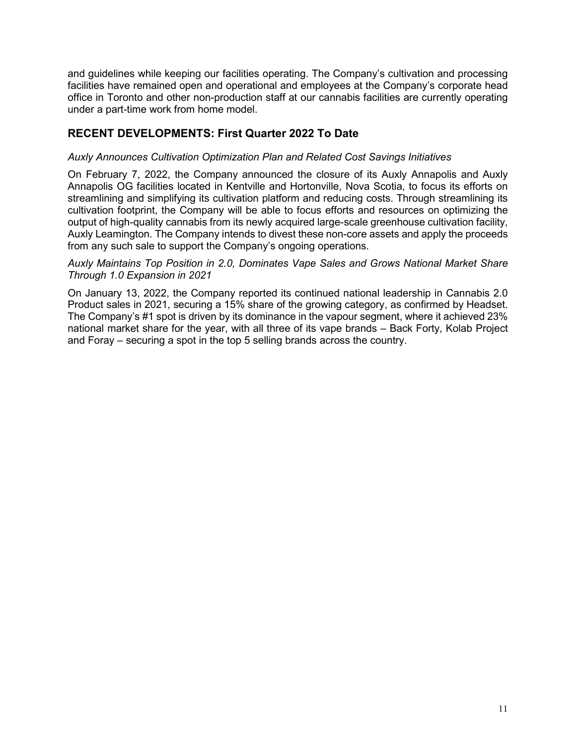and guidelines while keeping our facilities operating. The Company's cultivation and processing facilities have remained open and operational and employees at the Company's corporate head office in Toronto and other non-production staff at our cannabis facilities are currently operating under a part-time work from home model.

## RECENT DEVELOPMENTS: First Quarter 2022 To Date

*Auxly Announces Cultivation Optimization Plan and Related Cost Savings Initiatives*

On February 7, 2022, the Company announced the closure of its Auxly Annapolis and Auxly Annapolis OG facilities located in Kentville and Hortonville, Nova Scotia, to focus its efforts on streamlining and simplifying its cultivation platform and reducing costs. Through streamlining its cultivation footprint, the Company will be able to focus efforts and resources on optimizing the output of high-quality cannabis from its newly acquired large-scale greenhouse cultivation facility, Auxly Leamington. The Company intends to divest these non-core assets and apply the proceeds from any such sale to support the Company's ongoing operations.

*Auxly Maintains Top Position in 2.0, Dominates Vape Sales and Grows National Market Share Through 1.0 Expansion in 2021*

On January 13, 2022, the Company reported its continued national leadership in Cannabis 2.0 Product sales in 2021, securing a 15% share of the growing category, as confirmed by Headset. The Company's #1 spot is driven by its dominance in the vapour segment, where it achieved 23% national market share for the year, with all three of its vape brands – Back Forty, Kolab Project and Foray – securing a spot in the top 5 selling brands across the country.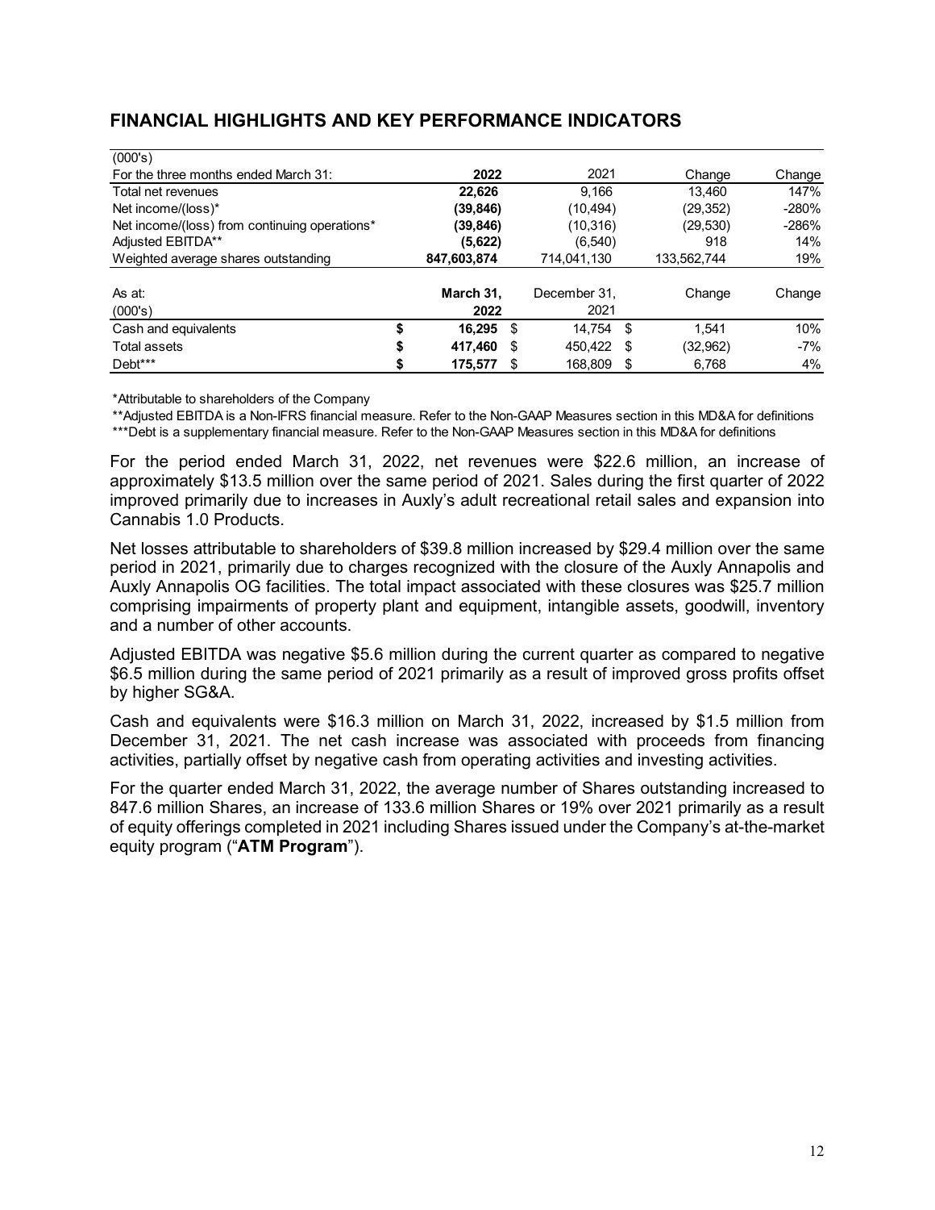## FINANCIAL HIGHLIGHTS AND KEY PERFORMANCE INDICATORS

| (000's) | | | | |
|---|---|---|---|---|
| For the three months ended March 31: | **2022** | 2021 | Change | Change |
| Total net revenues | **22,626** | 9,166 | 13,460 | 147% |
| Net income/(loss)* | **(39,846)** | (10,494) | (29,352) | -280% |
| Net income/(loss) from continuing operations* | **(39,846)** | (10,316) | (29,530) | -286% |
| Adjusted EBITDA** | **(5,622)** | (6,540) | 918 | 14% |
| Weighted average shares outstanding | **847,603,874** | 714,041,130 | 133,562,744 | 19% |

| As at: (000's) | **March 31, 2022** | December 31, 2021 | Change | Change |
|---|---|---|---|---|
| Cash and equivalents | **$ 16,295** | $ 14,754 | $ 1,541 | 10% |
| Total assets | **$ 417,460** | $ 450,422 | $ (32,962) | -7% |
| Debt*** | **$ 175,577** | $ 168,809 | $ 6,768 | 4% |

*Attributable to shareholders of the Company

**Adjusted EBITDA is a Non-IFRS financial measure. Refer to the Non-GAAP Measures section in this MD&A for definitions

***Debt is a supplementary financial measure. Refer to the Non-GAAP Measures section in this MD&A for definitions

For the period ended March 31, 2022, net revenues were $22.6 million, an increase of approximately $13.5 million over the same period of 2021. Sales during the first quarter of 2022 improved primarily due to increases in Auxly's adult recreational retail sales and expansion into Cannabis 1.0 Products.

Net losses attributable to shareholders of $39.8 million increased by $29.4 million over the same period in 2021, primarily due to charges recognized with the closure of the Auxly Annapolis and Auxly Annapolis OG facilities. The total impact associated with these closures was $25.7 million comprising impairments of property plant and equipment, intangible assets, goodwill, inventory and a number of other accounts.

Adjusted EBITDA was negative $5.6 million during the current quarter as compared to negative $6.5 million during the same period of 2021 primarily as a result of improved gross profits offset by higher SG&A.

Cash and equivalents were $16.3 million on March 31, 2022, increased by $1.5 million from December 31, 2021. The net cash increase was associated with proceeds from financing activities, partially offset by negative cash from operating activities and investing activities.

For the quarter ended March 31, 2022, the average number of Shares outstanding increased to 847.6 million Shares, an increase of 133.6 million Shares or 19% over 2021 primarily as a result of equity offerings completed in 2021 including Shares issued under the Company's at-the-market equity program ("**ATM Program**").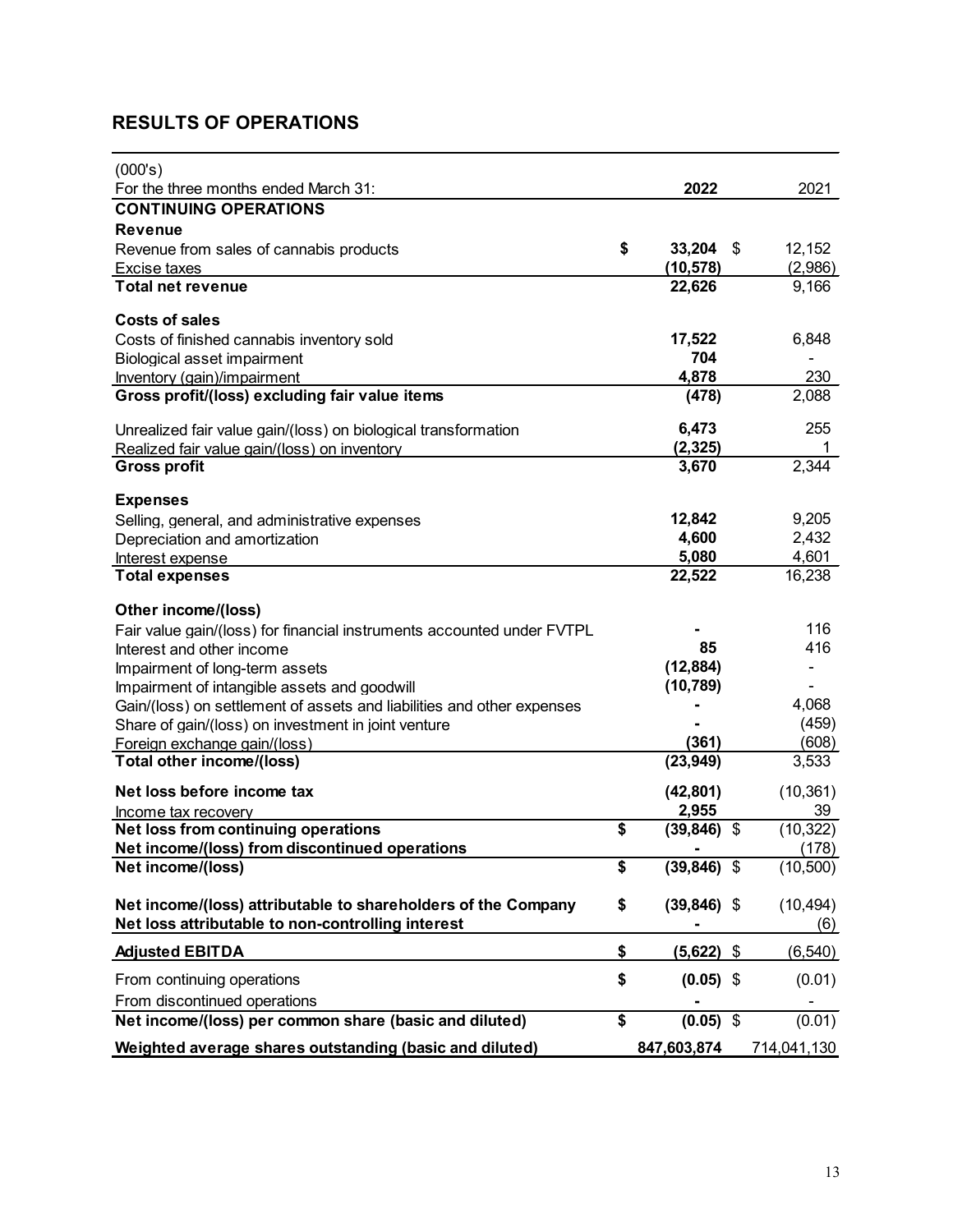## RESULTS OF OPERATIONS

| (000's)<br>For the three months ended March 31: | **2022** | 2021 |
|---|---|---|
| **CONTINUING OPERATIONS** | | |
| **Revenue** | | |
| Revenue from sales of cannabis products | **$ 33,204** | $ 12,152 |
| Excise taxes | **(10,578)** | (2,986) |
| **Total net revenue** | **22,626** | 9,166 |
| **Costs of sales** | | |
| Costs of finished cannabis inventory sold | **17,522** | 6,848 |
| Biological asset impairment | **704** | - |
| Inventory (gain)/impairment | **4,878** | 230 |
| **Gross profit/(loss) excluding fair value items** | **(478)** | 2,088 |
| Unrealized fair value gain/(loss) on biological transformation | **6,473** | 255 |
| Realized fair value gain/(loss) on inventory | **(2,325)** | 1 |
| **Gross profit** | **3,670** | 2,344 |
| **Expenses** | | |
| Selling, general, and administrative expenses | **12,842** | 9,205 |
| Depreciation and amortization | **4,600** | 2,432 |
| Interest expense | **5,080** | 4,601 |
| **Total expenses** | **22,522** | 16,238 |
| **Other income/(loss)** | | |
| Fair value gain/(loss) for financial instruments accounted under FVTPL | **-** | 116 |
| Interest and other income | **85** | 416 |
| Impairment of long-term assets | **(12,884)** | - |
| Impairment of intangible assets and goodwill | **(10,789)** | - |
| Gain/(loss) on settlement of assets and liabilities and other expenses | **-** | 4,068 |
| Share of gain/(loss) on investment in joint venture | **-** | (459) |
| Foreign exchange gain/(loss) | **(361)** | (608) |
| **Total other income/(loss)** | **(23,949)** | 3,533 |
| **Net loss before income tax** | **(42,801)** | (10,361) |
| Income tax recovery | **2,955** | 39 |
| **Net loss from continuing operations** | **$ (39,846)** | $ (10,322) |
| **Net income/(loss) from discontinued operations** | **-** | (178) |
| **Net income/(loss)** | **$ (39,846)** | $ (10,500) |
| **Net income/(loss) attributable to shareholders of the Company** | **$ (39,846)** | $ (10,494) |
| **Net loss attributable to non-controlling interest** | **-** | (6) |
| **Adjusted EBITDA** | **$ (5,622)** | $ (6,540) |
| From continuing operations | **$ (0.05)** | $ (0.01) |
| From discontinued operations | **-** | - |
| **Net income/(loss) per common share (basic and diluted)** | **$ (0.05)** | $ (0.01) |
| **Weighted average shares outstanding (basic and diluted)** | **847,603,874** | 714,041,130 |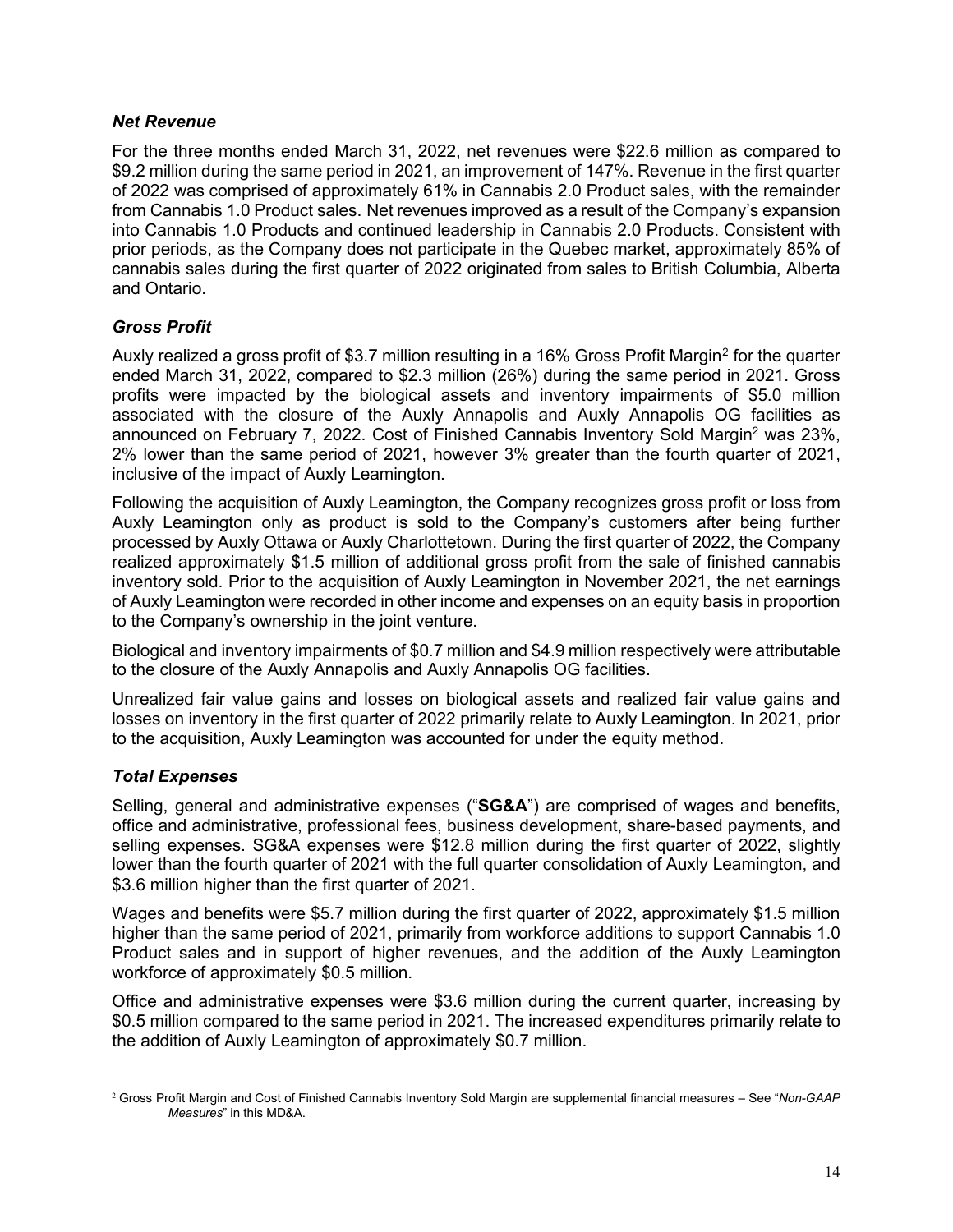### *Net Revenue*

For the three months ended March 31, 2022, net revenues were $22.6 million as compared to $9.2 million during the same period in 2021, an improvement of 147%. Revenue in the first quarter of 2022 was comprised of approximately 61% in Cannabis 2.0 Product sales, with the remainder from Cannabis 1.0 Product sales. Net revenues improved as a result of the Company's expansion into Cannabis 1.0 Products and continued leadership in Cannabis 2.0 Products. Consistent with prior periods, as the Company does not participate in the Quebec market, approximately 85% of cannabis sales during the first quarter of 2022 originated from sales to British Columbia, Alberta and Ontario.

### *Gross Profit*

Auxly realized a gross profit of $3.7 million resulting in a 16% Gross Profit Margin[2] for the quarter ended March 31, 2022, compared to $2.3 million (26%) during the same period in 2021. Gross profits were impacted by the biological assets and inventory impairments of $5.0 million associated with the closure of the Auxly Annapolis and Auxly Annapolis OG facilities as announced on February 7, 2022. Cost of Finished Cannabis Inventory Sold Margin[2] was 23%, 2% lower than the same period of 2021, however 3% greater than the fourth quarter of 2021, inclusive of the impact of Auxly Leamington.

Following the acquisition of Auxly Leamington, the Company recognizes gross profit or loss from Auxly Leamington only as product is sold to the Company's customers after being further processed by Auxly Ottawa or Auxly Charlottetown. During the first quarter of 2022, the Company realized approximately $1.5 million of additional gross profit from the sale of finished cannabis inventory sold. Prior to the acquisition of Auxly Leamington in November 2021, the net earnings of Auxly Leamington were recorded in other income and expenses on an equity basis in proportion to the Company's ownership in the joint venture.

Biological and inventory impairments of $0.7 million and $4.9 million respectively were attributable to the closure of the Auxly Annapolis and Auxly Annapolis OG facilities.

Unrealized fair value gains and losses on biological assets and realized fair value gains and losses on inventory in the first quarter of 2022 primarily relate to Auxly Leamington. In 2021, prior to the acquisition, Auxly Leamington was accounted for under the equity method.

### *Total Expenses*

Selling, general and administrative expenses ("**SG&A**") are comprised of wages and benefits, office and administrative, professional fees, business development, share-based payments, and selling expenses. SG&A expenses were $12.8 million during the first quarter of 2022, slightly lower than the fourth quarter of 2021 with the full quarter consolidation of Auxly Leamington, and $3.6 million higher than the first quarter of 2021.

Wages and benefits were $5.7 million during the first quarter of 2022, approximately $1.5 million higher than the same period of 2021, primarily from workforce additions to support Cannabis 1.0 Product sales and in support of higher revenues, and the addition of the Auxly Leamington workforce of approximately $0.5 million.

Office and administrative expenses were $3.6 million during the current quarter, increasing by $0.5 million compared to the same period in 2021. The increased expenditures primarily relate to the addition of Auxly Leamington of approximately $0.7 million.

---

[2] Gross Profit Margin and Cost of Finished Cannabis Inventory Sold Margin are supplemental financial measures – See "*Non-GAAP Measures*" in this MD&A.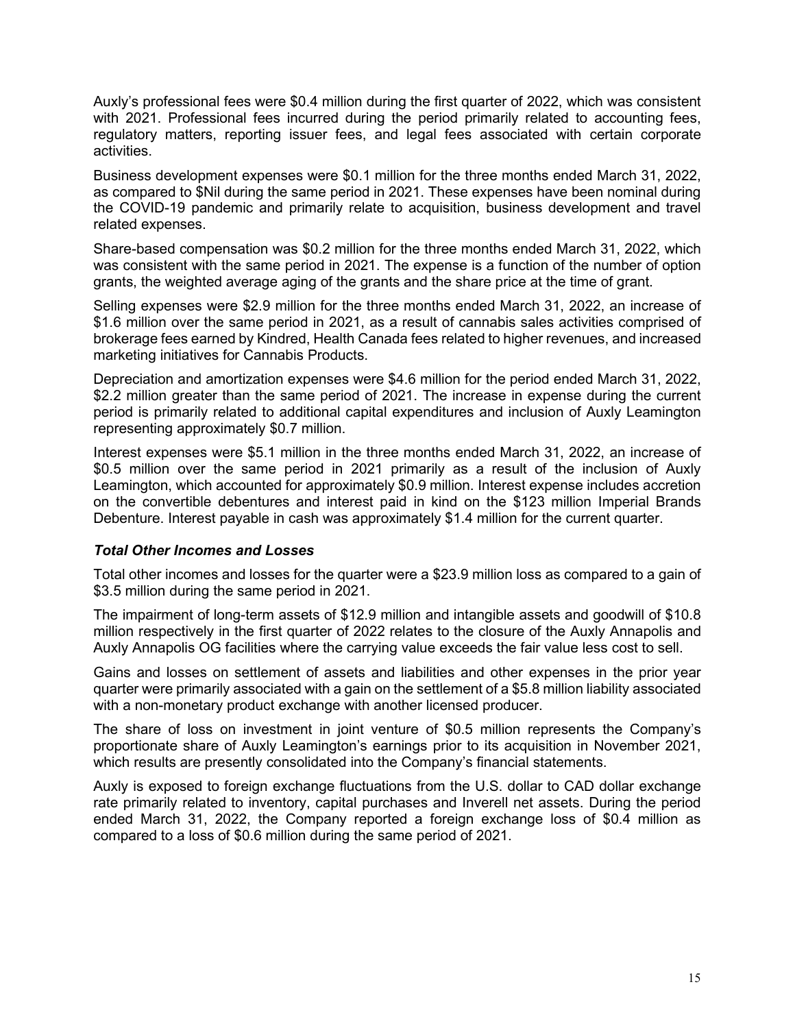Auxly's professional fees were $0.4 million during the first quarter of 2022, which was consistent with 2021. Professional fees incurred during the period primarily related to accounting fees, regulatory matters, reporting issuer fees, and legal fees associated with certain corporate activities.

Business development expenses were $0.1 million for the three months ended March 31, 2022, as compared to $Nil during the same period in 2021. These expenses have been nominal during the COVID-19 pandemic and primarily relate to acquisition, business development and travel related expenses.

Share-based compensation was $0.2 million for the three months ended March 31, 2022, which was consistent with the same period in 2021. The expense is a function of the number of option grants, the weighted average aging of the grants and the share price at the time of grant.

Selling expenses were $2.9 million for the three months ended March 31, 2022, an increase of $1.6 million over the same period in 2021, as a result of cannabis sales activities comprised of brokerage fees earned by Kindred, Health Canada fees related to higher revenues, and increased marketing initiatives for Cannabis Products.

Depreciation and amortization expenses were $4.6 million for the period ended March 31, 2022, $2.2 million greater than the same period of 2021. The increase in expense during the current period is primarily related to additional capital expenditures and inclusion of Auxly Leamington representing approximately $0.7 million.

Interest expenses were $5.1 million in the three months ended March 31, 2022, an increase of $0.5 million over the same period in 2021 primarily as a result of the inclusion of Auxly Leamington, which accounted for approximately $0.9 million. Interest expense includes accretion on the convertible debentures and interest paid in kind on the $123 million Imperial Brands Debenture. Interest payable in cash was approximately $1.4 million for the current quarter.

### *Total Other Incomes and Losses*

Total other incomes and losses for the quarter were a $23.9 million loss as compared to a gain of $3.5 million during the same period in 2021.

The impairment of long-term assets of $12.9 million and intangible assets and goodwill of $10.8 million respectively in the first quarter of 2022 relates to the closure of the Auxly Annapolis and Auxly Annapolis OG facilities where the carrying value exceeds the fair value less cost to sell.

Gains and losses on settlement of assets and liabilities and other expenses in the prior year quarter were primarily associated with a gain on the settlement of a $5.8 million liability associated with a non-monetary product exchange with another licensed producer.

The share of loss on investment in joint venture of $0.5 million represents the Company's proportionate share of Auxly Leamington's earnings prior to its acquisition in November 2021, which results are presently consolidated into the Company's financial statements.

Auxly is exposed to foreign exchange fluctuations from the U.S. dollar to CAD dollar exchange rate primarily related to inventory, capital purchases and Inverell net assets. During the period ended March 31, 2022, the Company reported a foreign exchange loss of $0.4 million as compared to a loss of $0.6 million during the same period of 2021.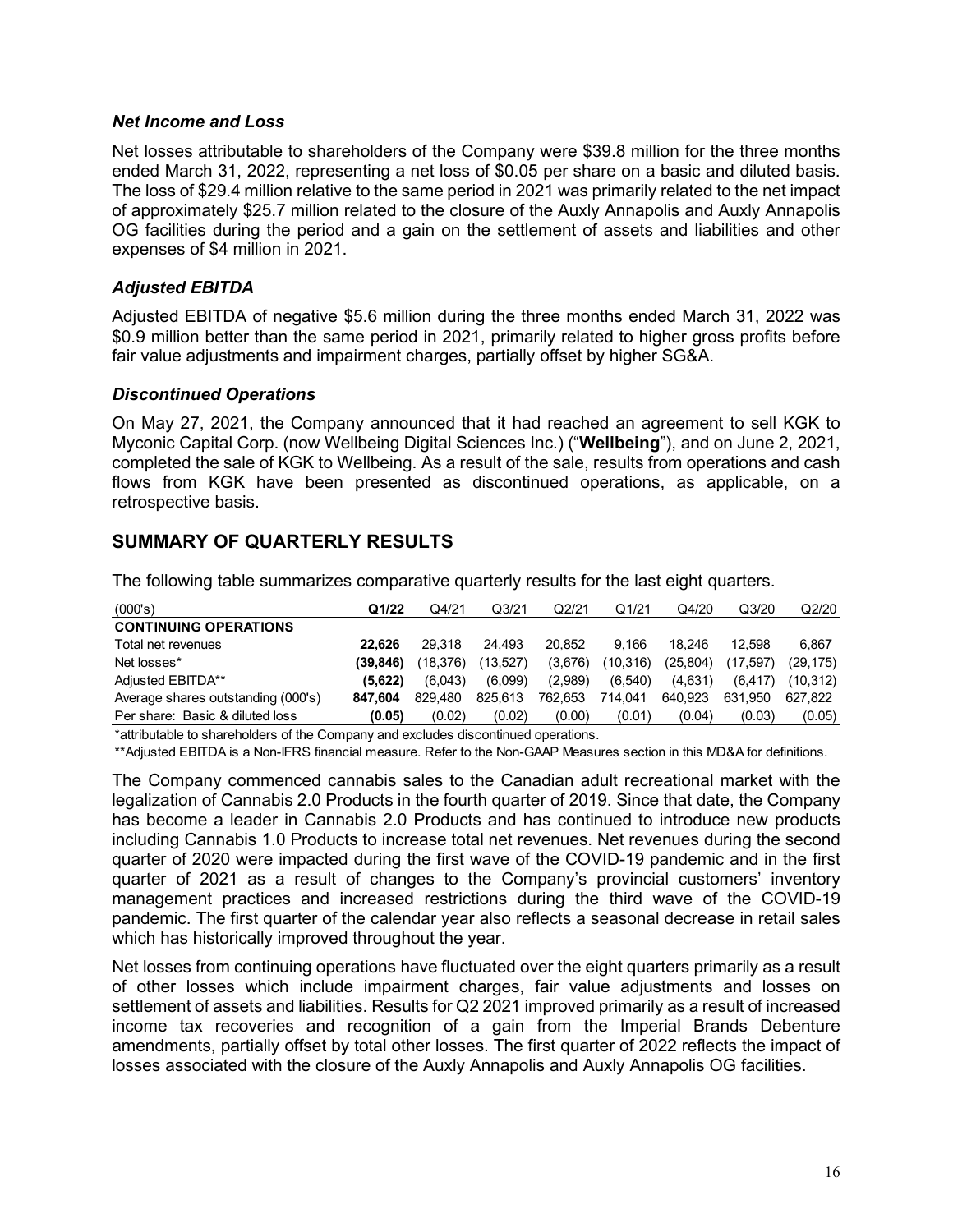### *Net Income and Loss*

Net losses attributable to shareholders of the Company were $39.8 million for the three months ended March 31, 2022, representing a net loss of $0.05 per share on a basic and diluted basis. The loss of $29.4 million relative to the same period in 2021 was primarily related to the net impact of approximately $25.7 million related to the closure of the Auxly Annapolis and Auxly Annapolis OG facilities during the period and a gain on the settlement of assets and liabilities and other expenses of $4 million in 2021.

### *Adjusted EBITDA*

Adjusted EBITDA of negative $5.6 million during the three months ended March 31, 2022 was $0.9 million better than the same period in 2021, primarily related to higher gross profits before fair value adjustments and impairment charges, partially offset by higher SG&A.

### *Discontinued Operations*

On May 27, 2021, the Company announced that it had reached an agreement to sell KGK to Myconic Capital Corp. (now Wellbeing Digital Sciences Inc.) ("**Wellbeing**"), and on June 2, 2021, completed the sale of KGK to Wellbeing. As a result of the sale, results from operations and cash flows from KGK have been presented as discontinued operations, as applicable, on a retrospective basis.

## SUMMARY OF QUARTERLY RESULTS

The following table summarizes comparative quarterly results for the last eight quarters.

| (000's) | **Q1/22** | Q4/21 | Q3/21 | Q2/21 | Q1/21 | Q4/20 | Q3/20 | Q2/20 |
|---|---|---|---|---|---|---|---|---|
| **CONTINUING OPERATIONS** | | | | | | | | |
| Total net revenues | **22,626** | 29,318 | 24,493 | 20,852 | 9,166 | 18,246 | 12,598 | 6,867 |
| Net losses* | **(39,846)** | (18,376) | (13,527) | (3,676) | (10,316) | (25,804) | (17,597) | (29,175) |
| Adjusted EBITDA** | **(5,622)** | (6,043) | (6,099) | (2,989) | (6,540) | (4,631) | (6,417) | (10,312) |
| Average shares outstanding (000's) | **847,604** | 829,480 | 825,613 | 762,653 | 714,041 | 640,923 | 631,950 | 627,822 |
| Per share: Basic & diluted loss | **(0.05)** | (0.02) | (0.02) | (0.00) | (0.01) | (0.04) | (0.03) | (0.05) |

*attributable to shareholders of the Company and excludes discontinued operations.

**Adjusted EBITDA is a Non-IFRS financial measure. Refer to the Non-GAAP Measures section in this MD&A for definitions.

The Company commenced cannabis sales to the Canadian adult recreational market with the legalization of Cannabis 2.0 Products in the fourth quarter of 2019. Since that date, the Company has become a leader in Cannabis 2.0 Products and has continued to introduce new products including Cannabis 1.0 Products to increase total net revenues. Net revenues during the second quarter of 2020 were impacted during the first wave of the COVID-19 pandemic and in the first quarter of 2021 as a result of changes to the Company's provincial customers' inventory management practices and increased restrictions during the third wave of the COVID-19 pandemic. The first quarter of the calendar year also reflects a seasonal decrease in retail sales which has historically improved throughout the year.

Net losses from continuing operations have fluctuated over the eight quarters primarily as a result of other losses which include impairment charges, fair value adjustments and losses on settlement of assets and liabilities. Results for Q2 2021 improved primarily as a result of increased income tax recoveries and recognition of a gain from the Imperial Brands Debenture amendments, partially offset by total other losses. The first quarter of 2022 reflects the impact of losses associated with the closure of the Auxly Annapolis and Auxly Annapolis OG facilities.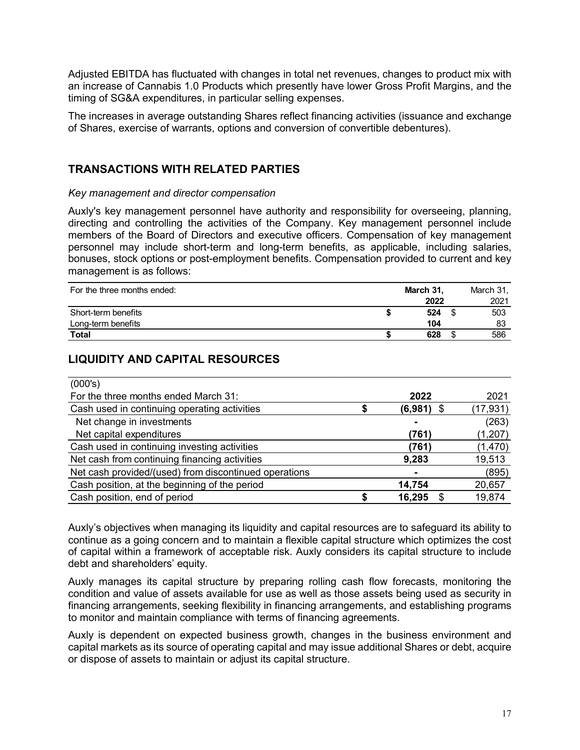Adjusted EBITDA has fluctuated with changes in total net revenues, changes to product mix with an increase of Cannabis 1.0 Products which presently have lower Gross Profit Margins, and the timing of SG&A expenditures, in particular selling expenses.

The increases in average outstanding Shares reflect financing activities (issuance and exchange of Shares, exercise of warrants, options and conversion of convertible debentures).

## TRANSACTIONS WITH RELATED PARTIES

*Key management and director compensation*

Auxly's key management personnel have authority and responsibility for overseeing, planning, directing and controlling the activities of the Company. Key management personnel include members of the Board of Directors and executive officers. Compensation of key management personnel may include short-term and long-term benefits, as applicable, including salaries, bonuses, stock options or post-employment benefits. Compensation provided to current and key management is as follows:

| For the three months ended: | **March 31, 2022** | March 31, 2021 |
|---|---|---|
| Short-term benefits | **$ 524** | $ 503 |
| Long-term benefits | **104** | 83 |
| **Total** | **$ 628** | $ 586 |

## LIQUIDITY AND CAPITAL RESOURCES

| (000's) | | |
|---|---|---|
| For the three months ended March 31: | **2022** | 2021 |
| Cash used in continuing operating activities | **$ (6,981)** | $ (17,931) |
| Net change in investments | **-** | (263) |
| Net capital expenditures | **(761)** | (1,207) |
| Cash used in continuing investing activities | **(761)** | (1,470) |
| Net cash from continuing financing activities | **9,283** | 19,513 |
| Net cash provided/(used) from discontinued operations | **-** | (895) |
| Cash position, at the beginning of the period | **14,754** | 20,657 |
| Cash position, end of period | **$ 16,295** | $ 19,874 |

Auxly's objectives when managing its liquidity and capital resources are to safeguard its ability to continue as a going concern and to maintain a flexible capital structure which optimizes the cost of capital within a framework of acceptable risk. Auxly considers its capital structure to include debt and shareholders' equity.

Auxly manages its capital structure by preparing rolling cash flow forecasts, monitoring the condition and value of assets available for use as well as those assets being used as security in financing arrangements, seeking flexibility in financing arrangements, and establishing programs to monitor and maintain compliance with terms of financing agreements.

Auxly is dependent on expected business growth, changes in the business environment and capital markets as its source of operating capital and may issue additional Shares or debt, acquire or dispose of assets to maintain or adjust its capital structure.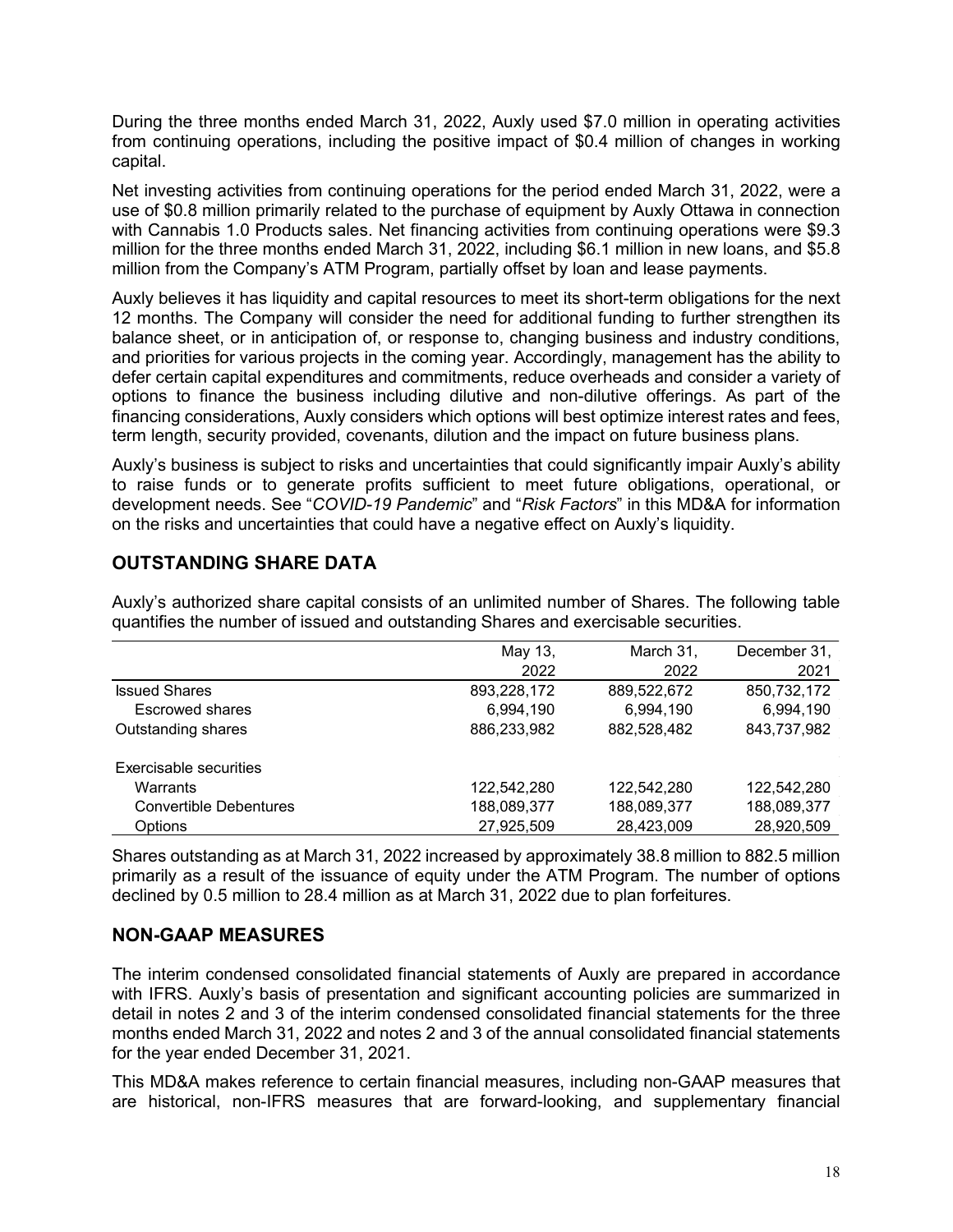During the three months ended March 31, 2022, Auxly used $7.0 million in operating activities from continuing operations, including the positive impact of $0.4 million of changes in working capital.

Net investing activities from continuing operations for the period ended March 31, 2022, were a use of $0.8 million primarily related to the purchase of equipment by Auxly Ottawa in connection with Cannabis 1.0 Products sales. Net financing activities from continuing operations were $9.3 million for the three months ended March 31, 2022, including $6.1 million in new loans, and $5.8 million from the Company's ATM Program, partially offset by loan and lease payments.

Auxly believes it has liquidity and capital resources to meet its short-term obligations for the next 12 months. The Company will consider the need for additional funding to further strengthen its balance sheet, or in anticipation of, or response to, changing business and industry conditions, and priorities for various projects in the coming year. Accordingly, management has the ability to defer certain capital expenditures and commitments, reduce overheads and consider a variety of options to finance the business including dilutive and non-dilutive offerings. As part of the financing considerations, Auxly considers which options will best optimize interest rates and fees, term length, security provided, covenants, dilution and the impact on future business plans.

Auxly's business is subject to risks and uncertainties that could significantly impair Auxly's ability to raise funds or to generate profits sufficient to meet future obligations, operational, or development needs. See "*COVID-19 Pandemic*" and "*Risk Factors*" in this MD&A for information on the risks and uncertainties that could have a negative effect on Auxly's liquidity.

## OUTSTANDING SHARE DATA

Auxly's authorized share capital consists of an unlimited number of Shares. The following table quantifies the number of issued and outstanding Shares and exercisable securities.

| | May 13, 2022 | March 31, 2022 | December 31, 2021 |
|---|---|---|---|
| Issued Shares | 893,228,172 | 889,522,672 | 850,732,172 |
| Escrowed shares | 6,994,190 | 6,994,190 | 6,994,190 |
| Outstanding shares | 886,233,982 | 882,528,482 | 843,737,982 |
| | | | |
| Exercisable securities | | | |
| Warrants | 122,542,280 | 122,542,280 | 122,542,280 |
| Convertible Debentures | 188,089,377 | 188,089,377 | 188,089,377 |
| Options | 27,925,509 | 28,423,009 | 28,920,509 |

Shares outstanding as at March 31, 2022 increased by approximately 38.8 million to 882.5 million primarily as a result of the issuance of equity under the ATM Program. The number of options declined by 0.5 million to 28.4 million as at March 31, 2022 due to plan forfeitures.

## NON-GAAP MEASURES

The interim condensed consolidated financial statements of Auxly are prepared in accordance with IFRS. Auxly's basis of presentation and significant accounting policies are summarized in detail in notes 2 and 3 of the interim condensed consolidated financial statements for the three months ended March 31, 2022 and notes 2 and 3 of the annual consolidated financial statements for the year ended December 31, 2021.

This MD&A makes reference to certain financial measures, including non-GAAP measures that are historical, non-IFRS measures that are forward-looking, and supplementary financial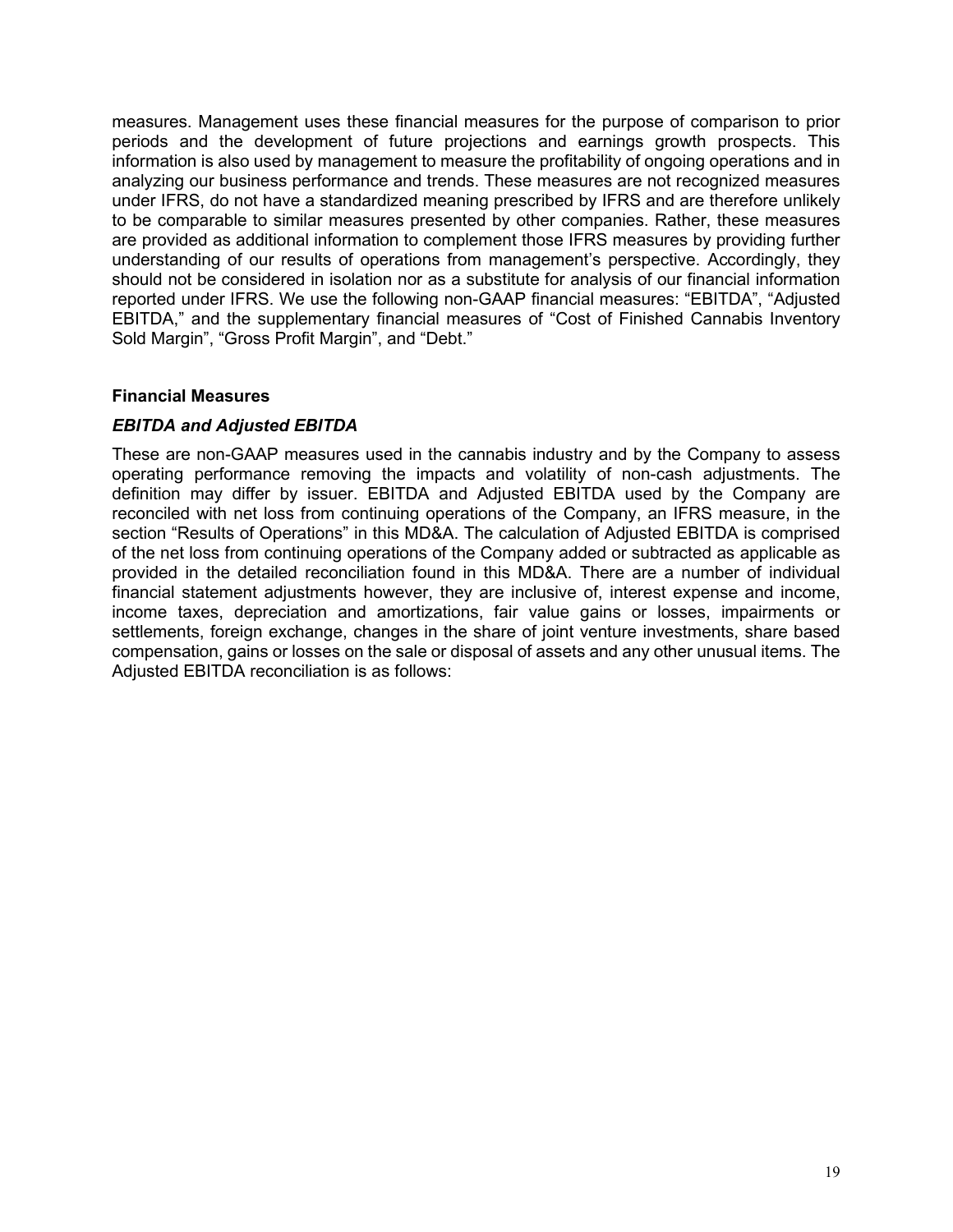measures. Management uses these financial measures for the purpose of comparison to prior periods and the development of future projections and earnings growth prospects. This information is also used by management to measure the profitability of ongoing operations and in analyzing our business performance and trends. These measures are not recognized measures under IFRS, do not have a standardized meaning prescribed by IFRS and are therefore unlikely to be comparable to similar measures presented by other companies. Rather, these measures are provided as additional information to complement those IFRS measures by providing further understanding of our results of operations from management's perspective. Accordingly, they should not be considered in isolation nor as a substitute for analysis of our financial information reported under IFRS. We use the following non-GAAP financial measures: "EBITDA", "Adjusted EBITDA," and the supplementary financial measures of "Cost of Finished Cannabis Inventory Sold Margin", "Gross Profit Margin", and "Debt."

### Financial Measures

#### *EBITDA and Adjusted EBITDA*

These are non-GAAP measures used in the cannabis industry and by the Company to assess operating performance removing the impacts and volatility of non-cash adjustments. The definition may differ by issuer. EBITDA and Adjusted EBITDA used by the Company are reconciled with net loss from continuing operations of the Company, an IFRS measure, in the section "Results of Operations" in this MD&A. The calculation of Adjusted EBITDA is comprised of the net loss from continuing operations of the Company added or subtracted as applicable as provided in the detailed reconciliation found in this MD&A. There are a number of individual financial statement adjustments however, they are inclusive of, interest expense and income, income taxes, depreciation and amortizations, fair value gains or losses, impairments or settlements, foreign exchange, changes in the share of joint venture investments, share based compensation, gains or losses on the sale or disposal of assets and any other unusual items. The Adjusted EBITDA reconciliation is as follows: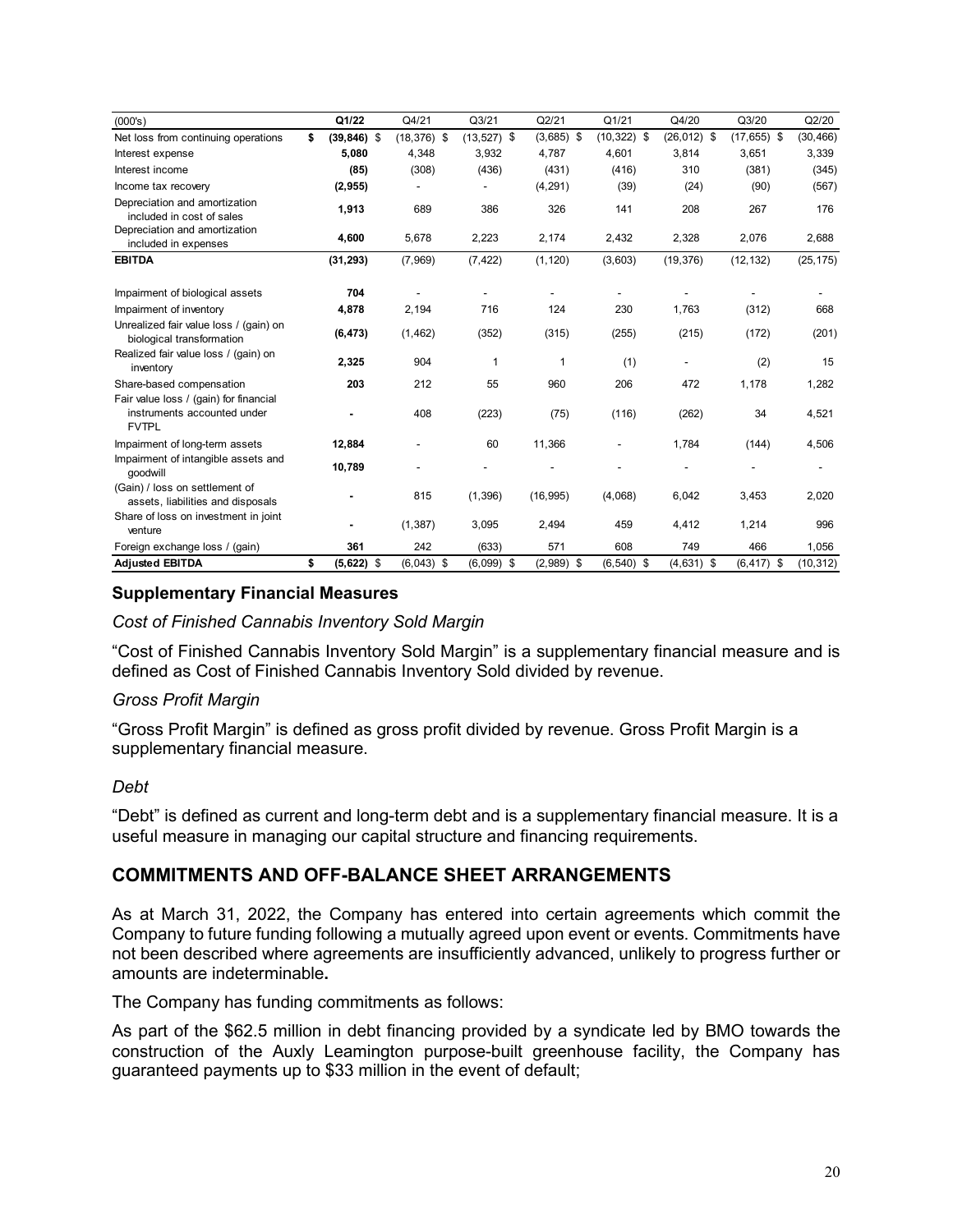| (000's) | Q1/22 | Q4/21 | Q3/21 | Q2/21 | Q1/21 | Q4/20 | Q3/20 | Q2/20 |
|---|---|---|---|---|---|---|---|---|
| Net loss from continuing operations | **$ (39,846)** | $ (18,376) | $ (13,527) | $ (3,685) | $ (10,322) | $ (26,012) | $ (17,655) | $ (30,466) |
| Interest expense | **5,080** | 4,348 | 3,932 | 4,787 | 4,601 | 3,814 | 3,651 | 3,339 |
| Interest income | **(85)** | (308) | (436) | (431) | (416) | 310 | (381) | (345) |
| Income tax recovery | **(2,955)** | - | - | (4,291) | (39) | (24) | (90) | (567) |
| Depreciation and amortization included in cost of sales | **1,913** | 689 | 386 | 326 | 141 | 208 | 267 | 176 |
| Depreciation and amortization included in expenses | **4,600** | 5,678 | 2,223 | 2,174 | 2,432 | 2,328 | 2,076 | 2,688 |
| **EBITDA** | **(31,293)** | (7,969) | (7,422) | (1,120) | (3,603) | (19,376) | (12,132) | (25,175) |
| Impairment of biological assets | **704** | - | - | - | - | - | - | - |
| Impairment of inventory | **4,878** | 2,194 | 716 | 124 | 230 | 1,763 | (312) | 668 |
| Unrealized fair value loss / (gain) on biological transformation | **(6,473)** | (1,462) | (352) | (315) | (255) | (215) | (172) | (201) |
| Realized fair value loss / (gain) on inventory | **2,325** | 904 | 1 | 1 | (1) | - | (2) | 15 |
| Share-based compensation | **203** | 212 | 55 | 960 | 206 | 472 | 1,178 | 1,282 |
| Fair value loss / (gain) for financial instruments accounted under FVTPL | **-** | 408 | (223) | (75) | (116) | (262) | 34 | 4,521 |
| Impairment of long-term assets | **12,884** | - | 60 | 11,366 | - | 1,784 | (144) | 4,506 |
| Impairment of intangible assets and goodwill | **10,789** | - | - | - | - | - | - | - |
| (Gain) / loss on settlement of assets, liabilities and disposals | **-** | 815 | (1,396) | (16,995) | (4,068) | 6,042 | 3,453 | 2,020 |
| Share of loss on investment in joint venture | **-** | (1,387) | 3,095 | 2,494 | 459 | 4,412 | 1,214 | 996 |
| Foreign exchange loss / (gain) | **361** | 242 | (633) | 571 | 608 | 749 | 466 | 1,056 |
| **Adjusted EBITDA** | **$ (5,622)** | $ (6,043) | $ (6,099) | $ (2,989) | $ (6,540) | $ (4,631) | $ (6,417) | $ (10,312) |

### Supplementary Financial Measures

*Cost of Finished Cannabis Inventory Sold Margin*

"Cost of Finished Cannabis Inventory Sold Margin" is a supplementary financial measure and is defined as Cost of Finished Cannabis Inventory Sold divided by revenue.

*Gross Profit Margin*

"Gross Profit Margin" is defined as gross profit divided by revenue. Gross Profit Margin is a supplementary financial measure.

*Debt*

"Debt" is defined as current and long-term debt and is a supplementary financial measure. It is a useful measure in managing our capital structure and financing requirements.

## COMMITMENTS AND OFF-BALANCE SHEET ARRANGEMENTS

As at March 31, 2022, the Company has entered into certain agreements which commit the Company to future funding following a mutually agreed upon event or events. Commitments have not been described where agreements are insufficiently advanced, unlikely to progress further or amounts are indeterminable**.**

The Company has funding commitments as follows:

As part of the $62.5 million in debt financing provided by a syndicate led by BMO towards the construction of the Auxly Leamington purpose-built greenhouse facility, the Company has guaranteed payments up to $33 million in the event of default;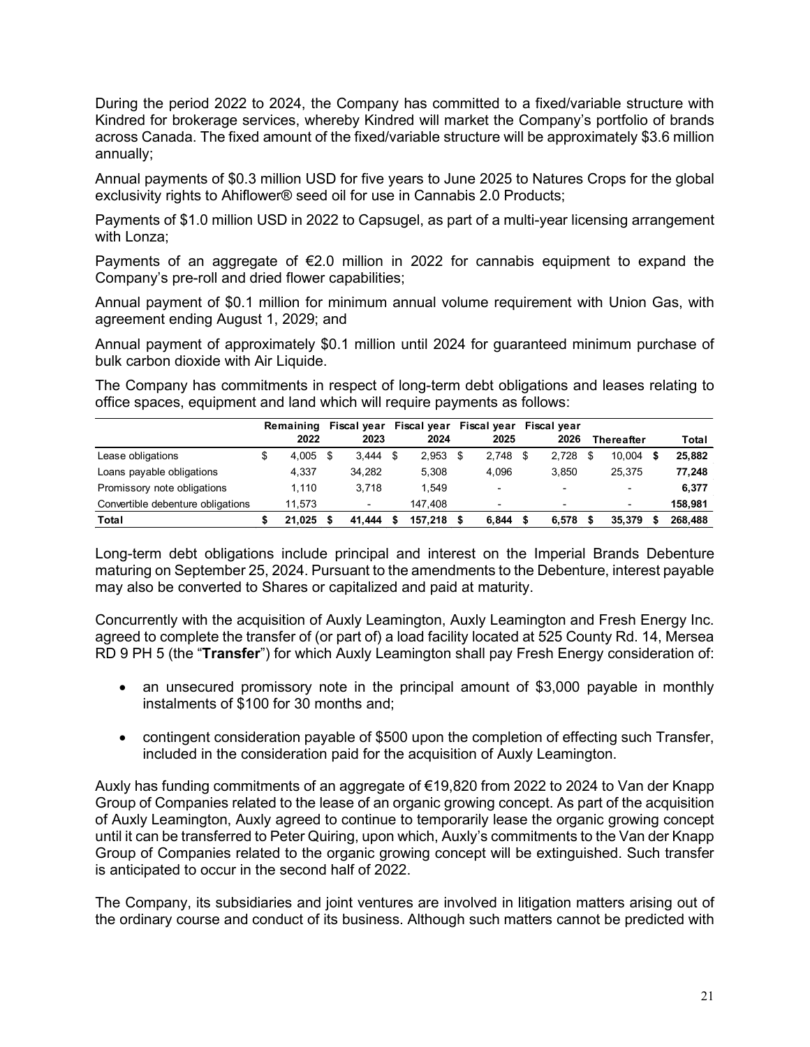During the period 2022 to 2024, the Company has committed to a fixed/variable structure with Kindred for brokerage services, whereby Kindred will market the Company's portfolio of brands across Canada. The fixed amount of the fixed/variable structure will be approximately $3.6 million annually;

Annual payments of $0.3 million USD for five years to June 2025 to Natures Crops for the global exclusivity rights to Ahiflower® seed oil for use in Cannabis 2.0 Products;

Payments of $1.0 million USD in 2022 to Capsugel, as part of a multi-year licensing arrangement with Lonza;

Payments of an aggregate of €2.0 million in 2022 for cannabis equipment to expand the Company's pre-roll and dried flower capabilities;

Annual payment of $0.1 million for minimum annual volume requirement with Union Gas, with agreement ending August 1, 2029; and

Annual payment of approximately $0.1 million until 2024 for guaranteed minimum purchase of bulk carbon dioxide with Air Liquide.

The Company has commitments in respect of long-term debt obligations and leases relating to office spaces, equipment and land which will require payments as follows:

| | Remaining 2022 | Fiscal year 2023 | Fiscal year 2024 | Fiscal year 2025 | Fiscal year 2026 | Thereafter | Total |
|---|---|---|---|---|---|---|---|
| Lease obligations | $ 4,005 | $ 3,444 | $ 2,953 | $ 2,748 | $ 2,728 | $ 10,004 | **$ 25,882** |
| Loans payable obligations | 4,337 | 34,282 | 5,308 | 4,096 | 3,850 | 25,375 | **77,248** |
| Promissory note obligations | 1,110 | 3,718 | 1,549 | - | - | - | **6,377** |
| Convertible debenture obligations | 11,573 | - | 147,408 | - | - | - | **158,981** |
| **Total** | **$ 21,025** | **$ 41,444** | **$ 157,218** | **$ 6,844** | **$ 6,578** | **$ 35,379** | **$ 268,488** |

Long-term debt obligations include principal and interest on the Imperial Brands Debenture maturing on September 25, 2024. Pursuant to the amendments to the Debenture, interest payable may also be converted to Shares or capitalized and paid at maturity.

Concurrently with the acquisition of Auxly Leamington, Auxly Leamington and Fresh Energy Inc. agreed to complete the transfer of (or part of) a load facility located at 525 County Rd. 14, Mersea RD 9 PH 5 (the "**Transfer**") for which Auxly Leamington shall pay Fresh Energy consideration of:

- an unsecured promissory note in the principal amount of $3,000 payable in monthly instalments of $100 for 30 months and;
- contingent consideration payable of $500 upon the completion of effecting such Transfer, included in the consideration paid for the acquisition of Auxly Leamington.

Auxly has funding commitments of an aggregate of €19,820 from 2022 to 2024 to Van der Knapp Group of Companies related to the lease of an organic growing concept. As part of the acquisition of Auxly Leamington, Auxly agreed to continue to temporarily lease the organic growing concept until it can be transferred to Peter Quiring, upon which, Auxly's commitments to the Van der Knapp Group of Companies related to the organic growing concept will be extinguished. Such transfer is anticipated to occur in the second half of 2022.

The Company, its subsidiaries and joint ventures are involved in litigation matters arising out of the ordinary course and conduct of its business. Although such matters cannot be predicted with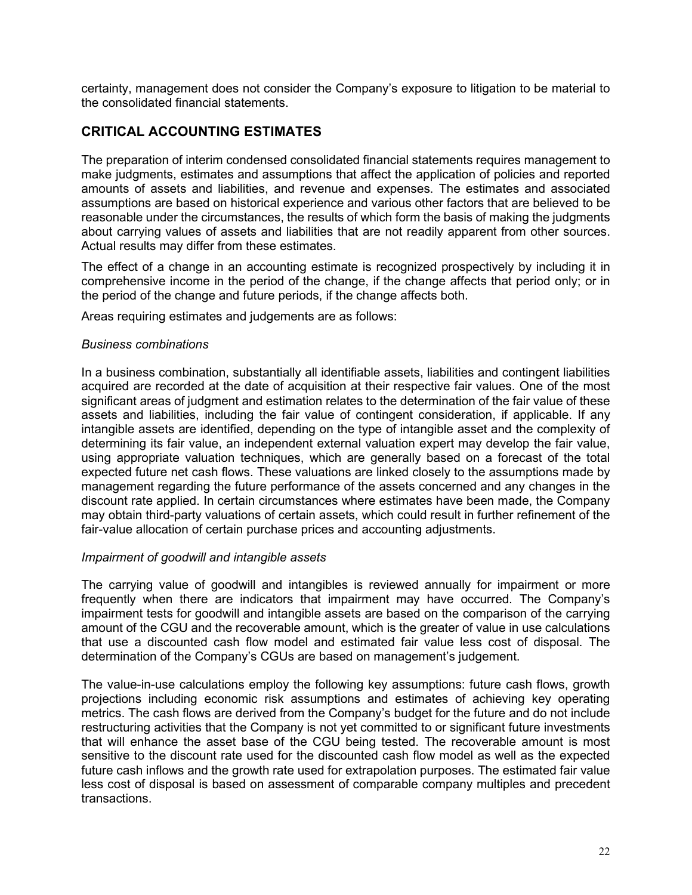certainty, management does not consider the Company's exposure to litigation to be material to the consolidated financial statements.

## CRITICAL ACCOUNTING ESTIMATES

The preparation of interim condensed consolidated financial statements requires management to make judgments, estimates and assumptions that affect the application of policies and reported amounts of assets and liabilities, and revenue and expenses. The estimates and associated assumptions are based on historical experience and various other factors that are believed to be reasonable under the circumstances, the results of which form the basis of making the judgments about carrying values of assets and liabilities that are not readily apparent from other sources. Actual results may differ from these estimates.

The effect of a change in an accounting estimate is recognized prospectively by including it in comprehensive income in the period of the change, if the change affects that period only; or in the period of the change and future periods, if the change affects both.

Areas requiring estimates and judgements are as follows:

*Business combinations*

In a business combination, substantially all identifiable assets, liabilities and contingent liabilities acquired are recorded at the date of acquisition at their respective fair values. One of the most significant areas of judgment and estimation relates to the determination of the fair value of these assets and liabilities, including the fair value of contingent consideration, if applicable. If any intangible assets are identified, depending on the type of intangible asset and the complexity of determining its fair value, an independent external valuation expert may develop the fair value, using appropriate valuation techniques, which are generally based on a forecast of the total expected future net cash flows. These valuations are linked closely to the assumptions made by management regarding the future performance of the assets concerned and any changes in the discount rate applied. In certain circumstances where estimates have been made, the Company may obtain third-party valuations of certain assets, which could result in further refinement of the fair-value allocation of certain purchase prices and accounting adjustments.

*Impairment of goodwill and intangible assets*

The carrying value of goodwill and intangibles is reviewed annually for impairment or more frequently when there are indicators that impairment may have occurred. The Company's impairment tests for goodwill and intangible assets are based on the comparison of the carrying amount of the CGU and the recoverable amount, which is the greater of value in use calculations that use a discounted cash flow model and estimated fair value less cost of disposal. The determination of the Company's CGUs are based on management's judgement.

The value-in-use calculations employ the following key assumptions: future cash flows, growth projections including economic risk assumptions and estimates of achieving key operating metrics. The cash flows are derived from the Company's budget for the future and do not include restructuring activities that the Company is not yet committed to or significant future investments that will enhance the asset base of the CGU being tested. The recoverable amount is most sensitive to the discount rate used for the discounted cash flow model as well as the expected future cash inflows and the growth rate used for extrapolation purposes. The estimated fair value less cost of disposal is based on assessment of comparable company multiples and precedent transactions.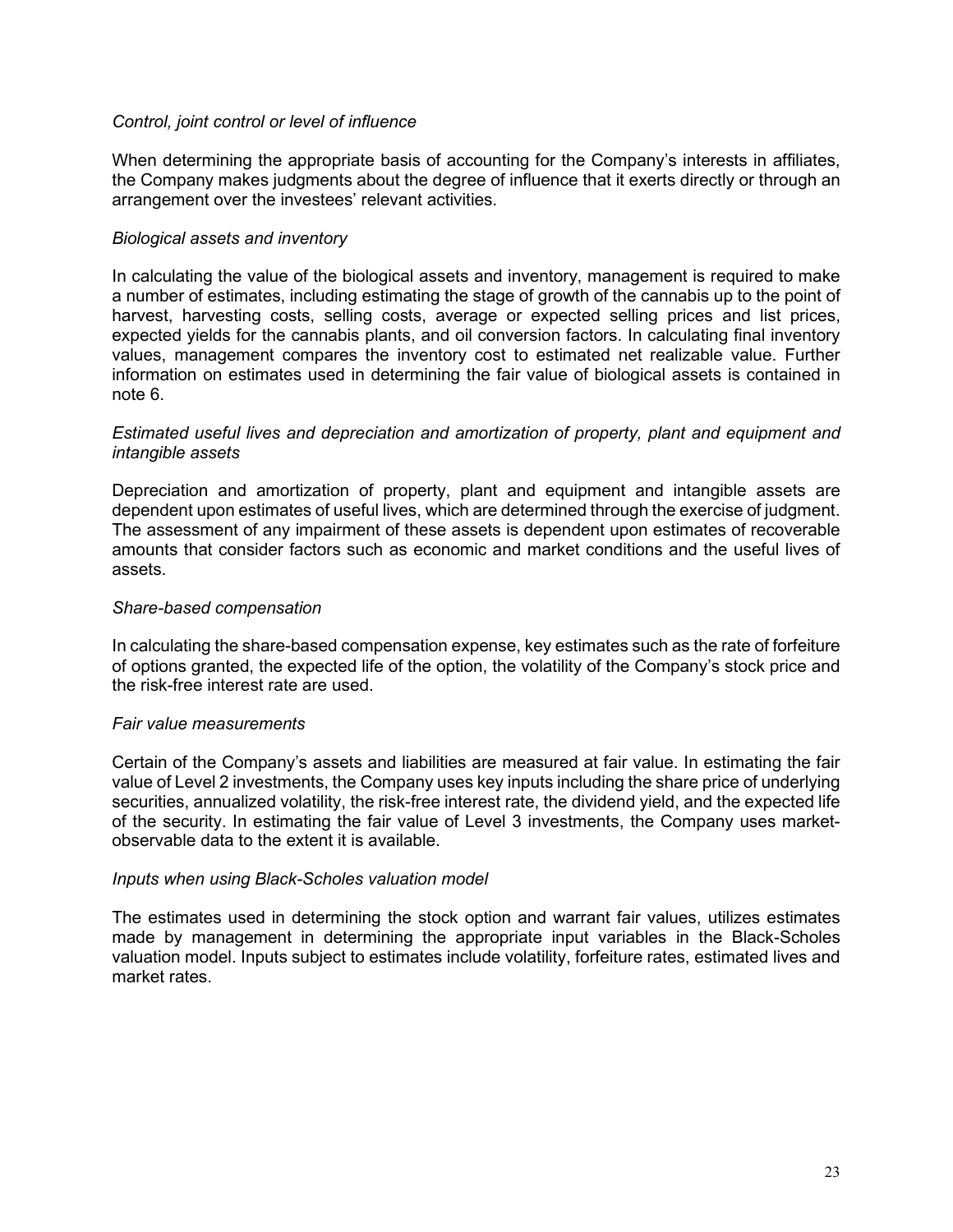*Control, joint control or level of influence*

When determining the appropriate basis of accounting for the Company's interests in affiliates, the Company makes judgments about the degree of influence that it exerts directly or through an arrangement over the investees' relevant activities.

*Biological assets and inventory*

In calculating the value of the biological assets and inventory, management is required to make a number of estimates, including estimating the stage of growth of the cannabis up to the point of harvest, harvesting costs, selling costs, average or expected selling prices and list prices, expected yields for the cannabis plants, and oil conversion factors. In calculating final inventory values, management compares the inventory cost to estimated net realizable value. Further information on estimates used in determining the fair value of biological assets is contained in note 6.

*Estimated useful lives and depreciation and amortization of property, plant and equipment and intangible assets*

Depreciation and amortization of property, plant and equipment and intangible assets are dependent upon estimates of useful lives, which are determined through the exercise of judgment. The assessment of any impairment of these assets is dependent upon estimates of recoverable amounts that consider factors such as economic and market conditions and the useful lives of assets.

*Share-based compensation*

In calculating the share-based compensation expense, key estimates such as the rate of forfeiture of options granted, the expected life of the option, the volatility of the Company's stock price and the risk-free interest rate are used.

*Fair value measurements*

Certain of the Company's assets and liabilities are measured at fair value. In estimating the fair value of Level 2 investments, the Company uses key inputs including the share price of underlying securities, annualized volatility, the risk-free interest rate, the dividend yield, and the expected life of the security. In estimating the fair value of Level 3 investments, the Company uses market-observable data to the extent it is available.

*Inputs when using Black-Scholes valuation model*

The estimates used in determining the stock option and warrant fair values, utilizes estimates made by management in determining the appropriate input variables in the Black-Scholes valuation model. Inputs subject to estimates include volatility, forfeiture rates, estimated lives and market rates.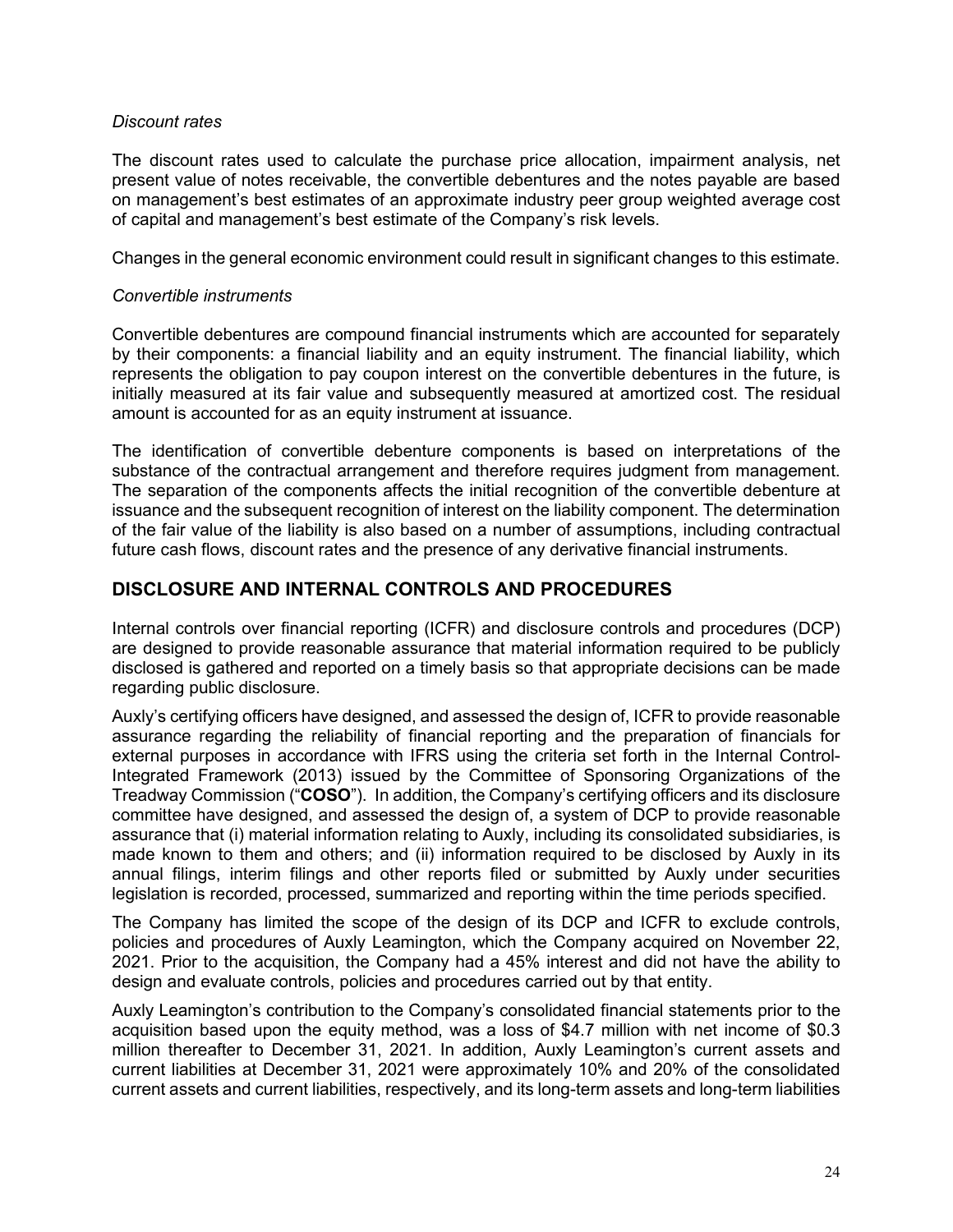*Discount rates*

The discount rates used to calculate the purchase price allocation, impairment analysis, net present value of notes receivable, the convertible debentures and the notes payable are based on management's best estimates of an approximate industry peer group weighted average cost of capital and management's best estimate of the Company's risk levels.

Changes in the general economic environment could result in significant changes to this estimate.

*Convertible instruments*

Convertible debentures are compound financial instruments which are accounted for separately by their components: a financial liability and an equity instrument. The financial liability, which represents the obligation to pay coupon interest on the convertible debentures in the future, is initially measured at its fair value and subsequently measured at amortized cost. The residual amount is accounted for as an equity instrument at issuance.

The identification of convertible debenture components is based on interpretations of the substance of the contractual arrangement and therefore requires judgment from management. The separation of the components affects the initial recognition of the convertible debenture at issuance and the subsequent recognition of interest on the liability component. The determination of the fair value of the liability is also based on a number of assumptions, including contractual future cash flows, discount rates and the presence of any derivative financial instruments.

## DISCLOSURE AND INTERNAL CONTROLS AND PROCEDURES

Internal controls over financial reporting (ICFR) and disclosure controls and procedures (DCP) are designed to provide reasonable assurance that material information required to be publicly disclosed is gathered and reported on a timely basis so that appropriate decisions can be made regarding public disclosure.

Auxly's certifying officers have designed, and assessed the design of, ICFR to provide reasonable assurance regarding the reliability of financial reporting and the preparation of financials for external purposes in accordance with IFRS using the criteria set forth in the Internal Control-Integrated Framework (2013) issued by the Committee of Sponsoring Organizations of the Treadway Commission ("**COSO**"). In addition, the Company's certifying officers and its disclosure committee have designed, and assessed the design of, a system of DCP to provide reasonable assurance that (i) material information relating to Auxly, including its consolidated subsidiaries, is made known to them and others; and (ii) information required to be disclosed by Auxly in its annual filings, interim filings and other reports filed or submitted by Auxly under securities legislation is recorded, processed, summarized and reporting within the time periods specified.

The Company has limited the scope of the design of its DCP and ICFR to exclude controls, policies and procedures of Auxly Leamington, which the Company acquired on November 22, 2021. Prior to the acquisition, the Company had a 45% interest and did not have the ability to design and evaluate controls, policies and procedures carried out by that entity.

Auxly Leamington's contribution to the Company's consolidated financial statements prior to the acquisition based upon the equity method, was a loss of $4.7 million with net income of $0.3 million thereafter to December 31, 2021. In addition, Auxly Leamington's current assets and current liabilities at December 31, 2021 were approximately 10% and 20% of the consolidated current assets and current liabilities, respectively, and its long-term assets and long-term liabilities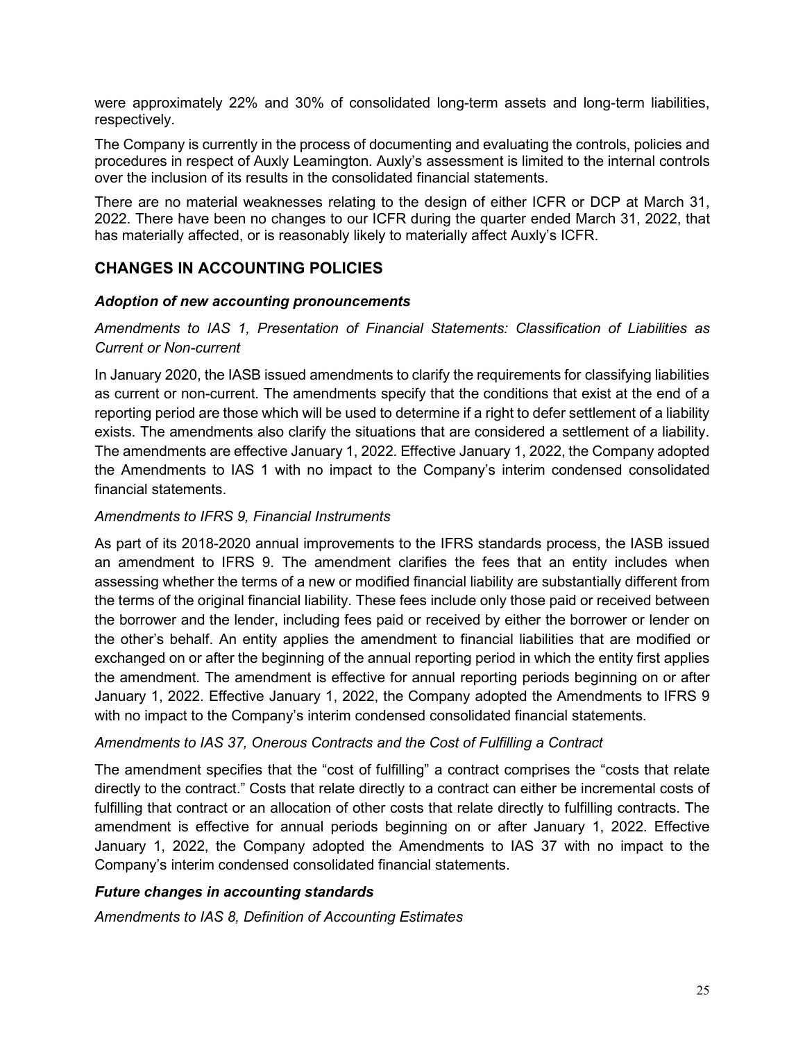were approximately 22% and 30% of consolidated long-term assets and long-term liabilities, respectively.

The Company is currently in the process of documenting and evaluating the controls, policies and procedures in respect of Auxly Leamington. Auxly's assessment is limited to the internal controls over the inclusion of its results in the consolidated financial statements.

There are no material weaknesses relating to the design of either ICFR or DCP at March 31, 2022. There have been no changes to our ICFR during the quarter ended March 31, 2022, that has materially affected, or is reasonably likely to materially affect Auxly's ICFR.

## CHANGES IN ACCOUNTING POLICIES

### *Adoption of new accounting pronouncements*

*Amendments to IAS 1, Presentation of Financial Statements: Classification of Liabilities as Current or Non-current*

In January 2020, the IASB issued amendments to clarify the requirements for classifying liabilities as current or non-current. The amendments specify that the conditions that exist at the end of a reporting period are those which will be used to determine if a right to defer settlement of a liability exists. The amendments also clarify the situations that are considered a settlement of a liability. The amendments are effective January 1, 2022. Effective January 1, 2022, the Company adopted the Amendments to IAS 1 with no impact to the Company's interim condensed consolidated financial statements.

*Amendments to IFRS 9, Financial Instruments*

As part of its 2018-2020 annual improvements to the IFRS standards process, the IASB issued an amendment to IFRS 9. The amendment clarifies the fees that an entity includes when assessing whether the terms of a new or modified financial liability are substantially different from the terms of the original financial liability. These fees include only those paid or received between the borrower and the lender, including fees paid or received by either the borrower or lender on the other's behalf. An entity applies the amendment to financial liabilities that are modified or exchanged on or after the beginning of the annual reporting period in which the entity first applies the amendment. The amendment is effective for annual reporting periods beginning on or after January 1, 2022. Effective January 1, 2022, the Company adopted the Amendments to IFRS 9 with no impact to the Company's interim condensed consolidated financial statements.

*Amendments to IAS 37, Onerous Contracts and the Cost of Fulfilling a Contract*

The amendment specifies that the "cost of fulfilling" a contract comprises the "costs that relate directly to the contract." Costs that relate directly to a contract can either be incremental costs of fulfilling that contract or an allocation of other costs that relate directly to fulfilling contracts. The amendment is effective for annual periods beginning on or after January 1, 2022. Effective January 1, 2022, the Company adopted the Amendments to IAS 37 with no impact to the Company's interim condensed consolidated financial statements.

### *Future changes in accounting standards*

*Amendments to IAS 8, Definition of Accounting Estimates*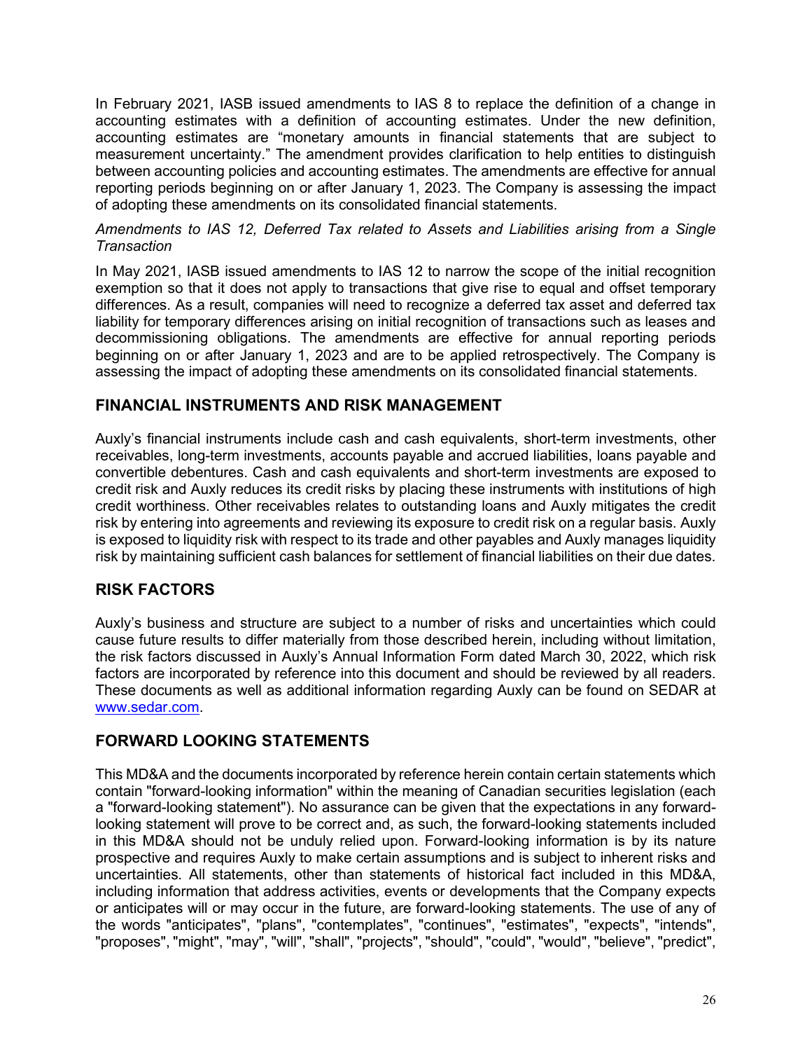In February 2021, IASB issued amendments to IAS 8 to replace the definition of a change in accounting estimates with a definition of accounting estimates. Under the new definition, accounting estimates are "monetary amounts in financial statements that are subject to measurement uncertainty." The amendment provides clarification to help entities to distinguish between accounting policies and accounting estimates. The amendments are effective for annual reporting periods beginning on or after January 1, 2023. The Company is assessing the impact of adopting these amendments on its consolidated financial statements.

*Amendments to IAS 12, Deferred Tax related to Assets and Liabilities arising from a Single Transaction*

In May 2021, IASB issued amendments to IAS 12 to narrow the scope of the initial recognition exemption so that it does not apply to transactions that give rise to equal and offset temporary differences. As a result, companies will need to recognize a deferred tax asset and deferred tax liability for temporary differences arising on initial recognition of transactions such as leases and decommissioning obligations. The amendments are effective for annual reporting periods beginning on or after January 1, 2023 and are to be applied retrospectively. The Company is assessing the impact of adopting these amendments on its consolidated financial statements.

## FINANCIAL INSTRUMENTS AND RISK MANAGEMENT

Auxly's financial instruments include cash and cash equivalents, short-term investments, other receivables, long-term investments, accounts payable and accrued liabilities, loans payable and convertible debentures. Cash and cash equivalents and short-term investments are exposed to credit risk and Auxly reduces its credit risks by placing these instruments with institutions of high credit worthiness. Other receivables relates to outstanding loans and Auxly mitigates the credit risk by entering into agreements and reviewing its exposure to credit risk on a regular basis. Auxly is exposed to liquidity risk with respect to its trade and other payables and Auxly manages liquidity risk by maintaining sufficient cash balances for settlement of financial liabilities on their due dates.

## RISK FACTORS

Auxly's business and structure are subject to a number of risks and uncertainties which could cause future results to differ materially from those described herein, including without limitation, the risk factors discussed in Auxly's Annual Information Form dated March 30, 2022, which risk factors are incorporated by reference into this document and should be reviewed by all readers. These documents as well as additional information regarding Auxly can be found on SEDAR at www.sedar.com.

## FORWARD LOOKING STATEMENTS

This MD&A and the documents incorporated by reference herein contain certain statements which contain "forward-looking information" within the meaning of Canadian securities legislation (each a "forward-looking statement"). No assurance can be given that the expectations in any forward-looking statement will prove to be correct and, as such, the forward-looking statements included in this MD&A should not be unduly relied upon. Forward-looking information is by its nature prospective and requires Auxly to make certain assumptions and is subject to inherent risks and uncertainties. All statements, other than statements of historical fact included in this MD&A, including information that address activities, events or developments that the Company expects or anticipates will or may occur in the future, are forward-looking statements. The use of any of the words "anticipates", "plans", "contemplates", "continues", "estimates", "expects", "intends", "proposes", "might", "may", "will", "shall", "projects", "should", "could", "would", "believe", "predict",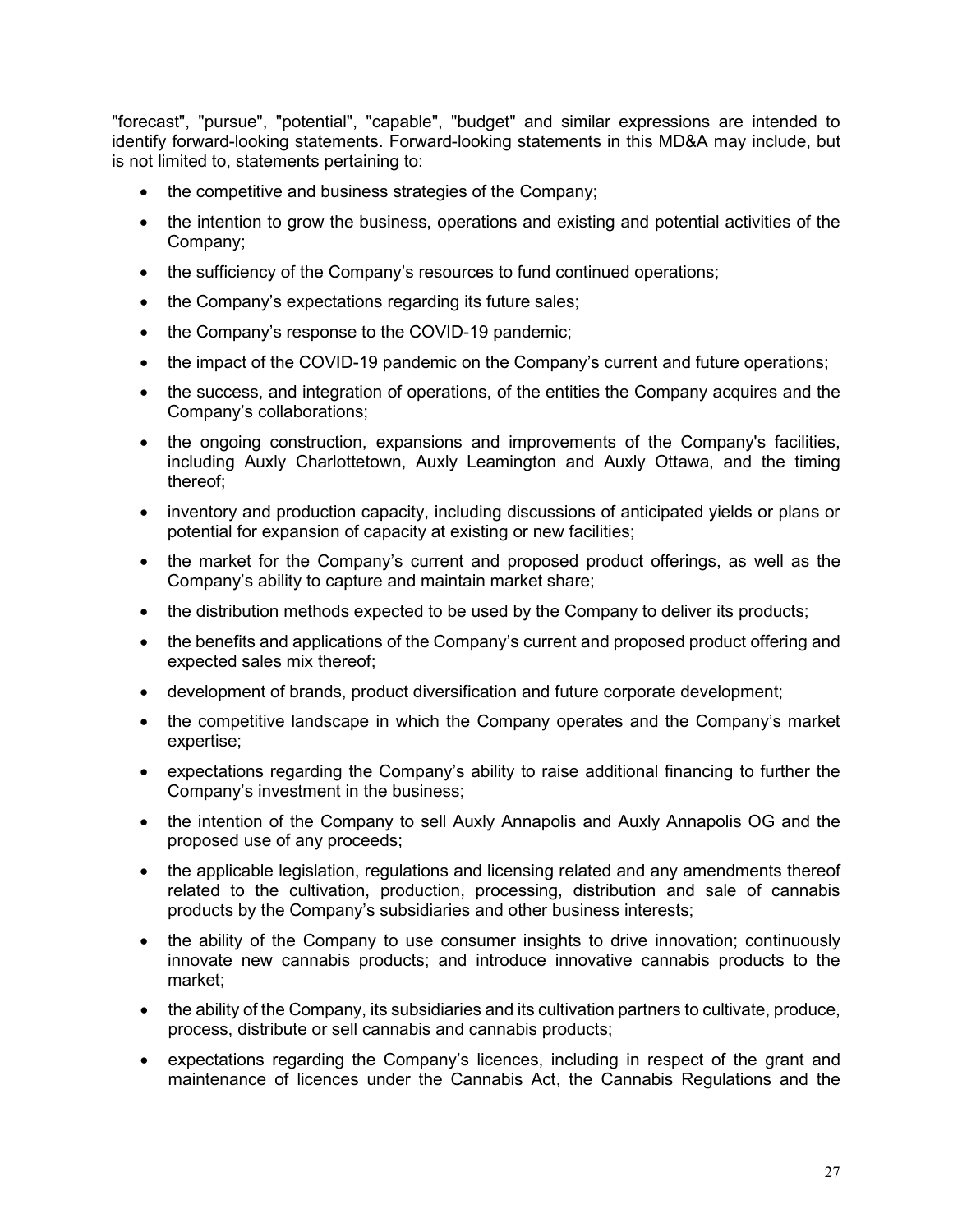"forecast", "pursue", "potential", "capable", "budget" and similar expressions are intended to identify forward-looking statements. Forward-looking statements in this MD&A may include, but is not limited to, statements pertaining to:

- the competitive and business strategies of the Company;
- the intention to grow the business, operations and existing and potential activities of the Company;
- the sufficiency of the Company's resources to fund continued operations;
- the Company's expectations regarding its future sales;
- the Company's response to the COVID-19 pandemic;
- the impact of the COVID-19 pandemic on the Company's current and future operations;
- the success, and integration of operations, of the entities the Company acquires and the Company's collaborations;
- the ongoing construction, expansions and improvements of the Company's facilities, including Auxly Charlottetown, Auxly Leamington and Auxly Ottawa, and the timing thereof;
- inventory and production capacity, including discussions of anticipated yields or plans or potential for expansion of capacity at existing or new facilities;
- the market for the Company's current and proposed product offerings, as well as the Company's ability to capture and maintain market share;
- the distribution methods expected to be used by the Company to deliver its products;
- the benefits and applications of the Company's current and proposed product offering and expected sales mix thereof;
- development of brands, product diversification and future corporate development;
- the competitive landscape in which the Company operates and the Company's market expertise;
- expectations regarding the Company's ability to raise additional financing to further the Company's investment in the business;
- the intention of the Company to sell Auxly Annapolis and Auxly Annapolis OG and the proposed use of any proceeds;
- the applicable legislation, regulations and licensing related and any amendments thereof related to the cultivation, production, processing, distribution and sale of cannabis products by the Company's subsidiaries and other business interests;
- the ability of the Company to use consumer insights to drive innovation; continuously innovate new cannabis products; and introduce innovative cannabis products to the market;
- the ability of the Company, its subsidiaries and its cultivation partners to cultivate, produce, process, distribute or sell cannabis and cannabis products;
- expectations regarding the Company's licences, including in respect of the grant and maintenance of licences under the Cannabis Act, the Cannabis Regulations and the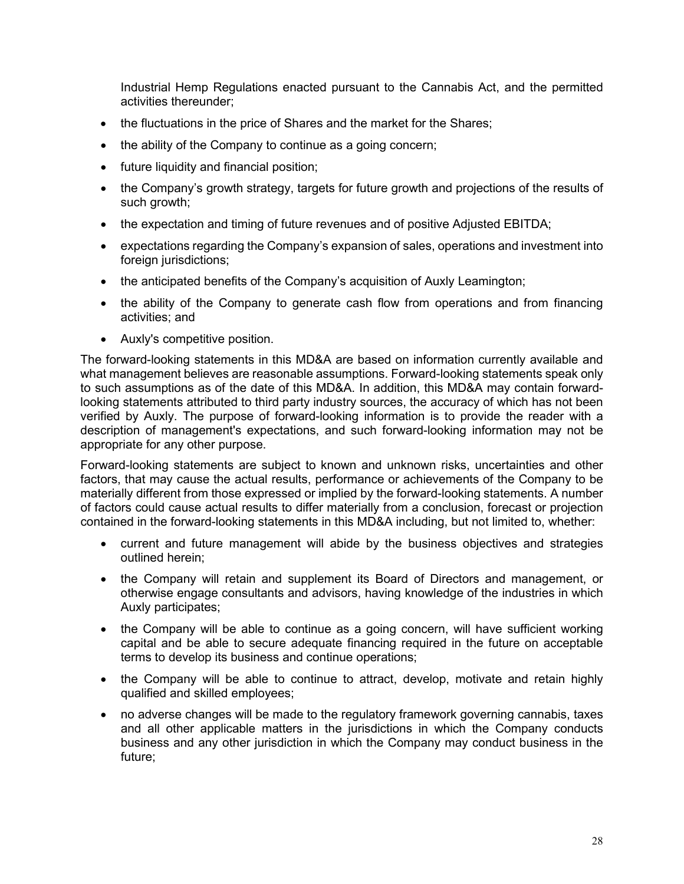Industrial Hemp Regulations enacted pursuant to the Cannabis Act, and the permitted activities thereunder;

- the fluctuations in the price of Shares and the market for the Shares;
- the ability of the Company to continue as a going concern;
- future liquidity and financial position;
- the Company's growth strategy, targets for future growth and projections of the results of such growth;
- the expectation and timing of future revenues and of positive Adjusted EBITDA;
- expectations regarding the Company's expansion of sales, operations and investment into foreign jurisdictions;
- the anticipated benefits of the Company's acquisition of Auxly Leamington;
- the ability of the Company to generate cash flow from operations and from financing activities; and
- Auxly's competitive position.

The forward-looking statements in this MD&A are based on information currently available and what management believes are reasonable assumptions. Forward-looking statements speak only to such assumptions as of the date of this MD&A. In addition, this MD&A may contain forward-looking statements attributed to third party industry sources, the accuracy of which has not been verified by Auxly. The purpose of forward-looking information is to provide the reader with a description of management's expectations, and such forward-looking information may not be appropriate for any other purpose.

Forward-looking statements are subject to known and unknown risks, uncertainties and other factors, that may cause the actual results, performance or achievements of the Company to be materially different from those expressed or implied by the forward-looking statements. A number of factors could cause actual results to differ materially from a conclusion, forecast or projection contained in the forward-looking statements in this MD&A including, but not limited to, whether:

- current and future management will abide by the business objectives and strategies outlined herein;
- the Company will retain and supplement its Board of Directors and management, or otherwise engage consultants and advisors, having knowledge of the industries in which Auxly participates;
- the Company will be able to continue as a going concern, will have sufficient working capital and be able to secure adequate financing required in the future on acceptable terms to develop its business and continue operations;
- the Company will be able to continue to attract, develop, motivate and retain highly qualified and skilled employees;
- no adverse changes will be made to the regulatory framework governing cannabis, taxes and all other applicable matters in the jurisdictions in which the Company conducts business and any other jurisdiction in which the Company may conduct business in the future;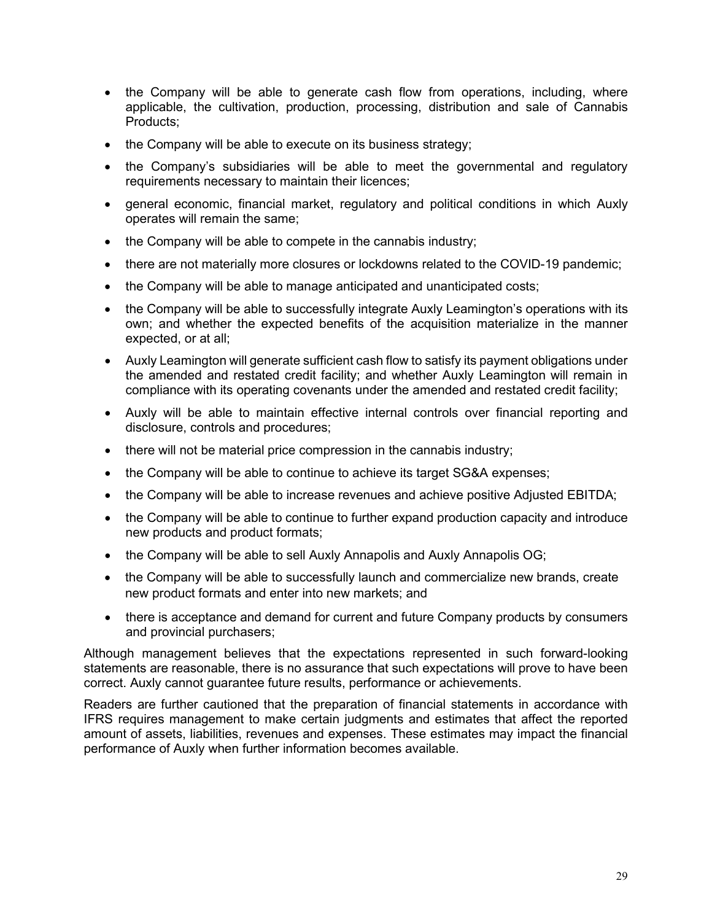- the Company will be able to generate cash flow from operations, including, where applicable, the cultivation, production, processing, distribution and sale of Cannabis Products;
- the Company will be able to execute on its business strategy;
- the Company's subsidiaries will be able to meet the governmental and regulatory requirements necessary to maintain their licences;
- general economic, financial market, regulatory and political conditions in which Auxly operates will remain the same;
- the Company will be able to compete in the cannabis industry;
- there are not materially more closures or lockdowns related to the COVID-19 pandemic;
- the Company will be able to manage anticipated and unanticipated costs;
- the Company will be able to successfully integrate Auxly Leamington's operations with its own; and whether the expected benefits of the acquisition materialize in the manner expected, or at all;
- Auxly Leamington will generate sufficient cash flow to satisfy its payment obligations under the amended and restated credit facility; and whether Auxly Leamington will remain in compliance with its operating covenants under the amended and restated credit facility;
- Auxly will be able to maintain effective internal controls over financial reporting and disclosure, controls and procedures;
- there will not be material price compression in the cannabis industry;
- the Company will be able to continue to achieve its target SG&A expenses;
- the Company will be able to increase revenues and achieve positive Adjusted EBITDA;
- the Company will be able to continue to further expand production capacity and introduce new products and product formats;
- the Company will be able to sell Auxly Annapolis and Auxly Annapolis OG;
- the Company will be able to successfully launch and commercialize new brands, create new product formats and enter into new markets; and
- there is acceptance and demand for current and future Company products by consumers and provincial purchasers;

Although management believes that the expectations represented in such forward-looking statements are reasonable, there is no assurance that such expectations will prove to have been correct. Auxly cannot guarantee future results, performance or achievements.

Readers are further cautioned that the preparation of financial statements in accordance with IFRS requires management to make certain judgments and estimates that affect the reported amount of assets, liabilities, revenues and expenses. These estimates may impact the financial performance of Auxly when further information becomes available.